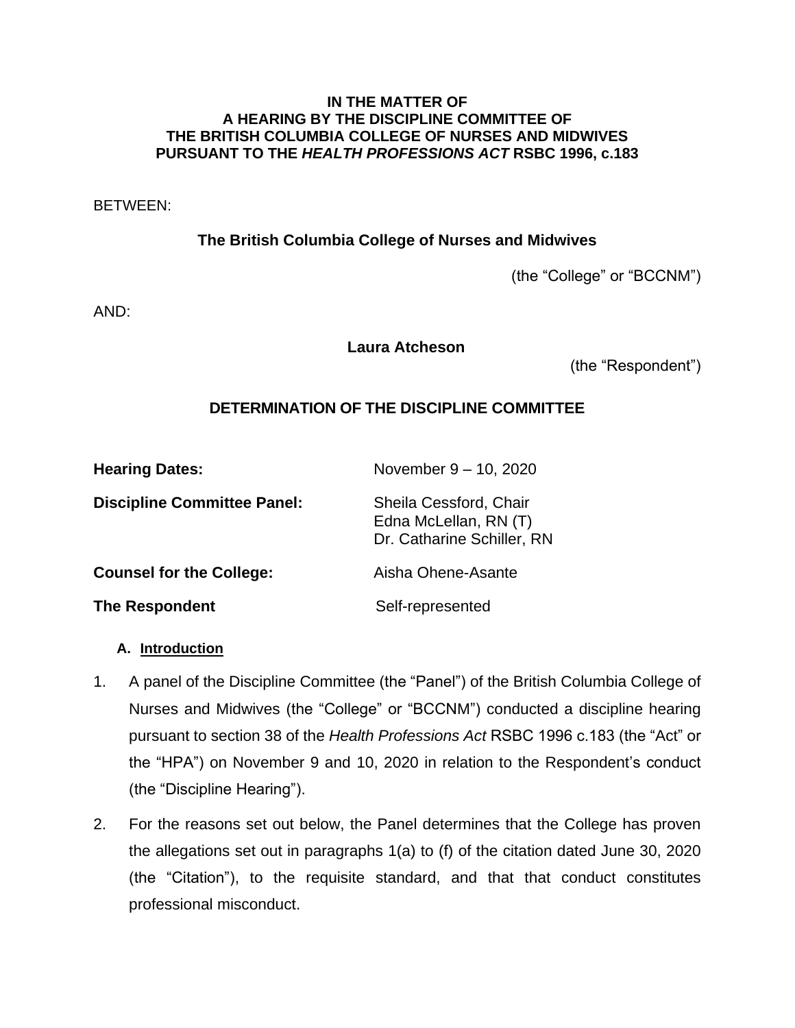**IN THE MATTER OF**
**A HEARING BY THE DISCIPLINE COMMITTEE OF**
**THE BRITISH COLUMBIA COLLEGE OF NURSES AND MIDWIVES**
**PURSUANT TO THE *HEALTH PROFESSIONS ACT* RSBC 1996, c.183**

BETWEEN:

**The British Columbia College of Nurses and Midwives**

(the "College" or "BCCNM")

AND:

**Laura Atcheson**

(the "Respondent")

## DETERMINATION OF THE DISCIPLINE COMMITTEE

| | |
|---|---|
| **Hearing Dates:** | November 9 – 10, 2020 |
| **Discipline Committee Panel:** | Sheila Cessford, Chair<br>Edna McLellan, RN (T)<br>Dr. Catharine Schiller, RN |
| **Counsel for the College:** | Aisha Ohene-Asante |
| **The Respondent** | Self-represented |

### A. Introduction

1. A panel of the Discipline Committee (the "Panel") of the British Columbia College of Nurses and Midwives (the "College" or "BCCNM") conducted a discipline hearing pursuant to section 38 of the *Health Professions Act* RSBC 1996 c.183 (the "Act" or the "HPA") on November 9 and 10, 2020 in relation to the Respondent's conduct (the "Discipline Hearing").

2. For the reasons set out below, the Panel determines that the College has proven the allegations set out in paragraphs 1(a) to (f) of the citation dated June 30, 2020 (the "Citation"), to the requisite standard, and that that conduct constitutes professional misconduct.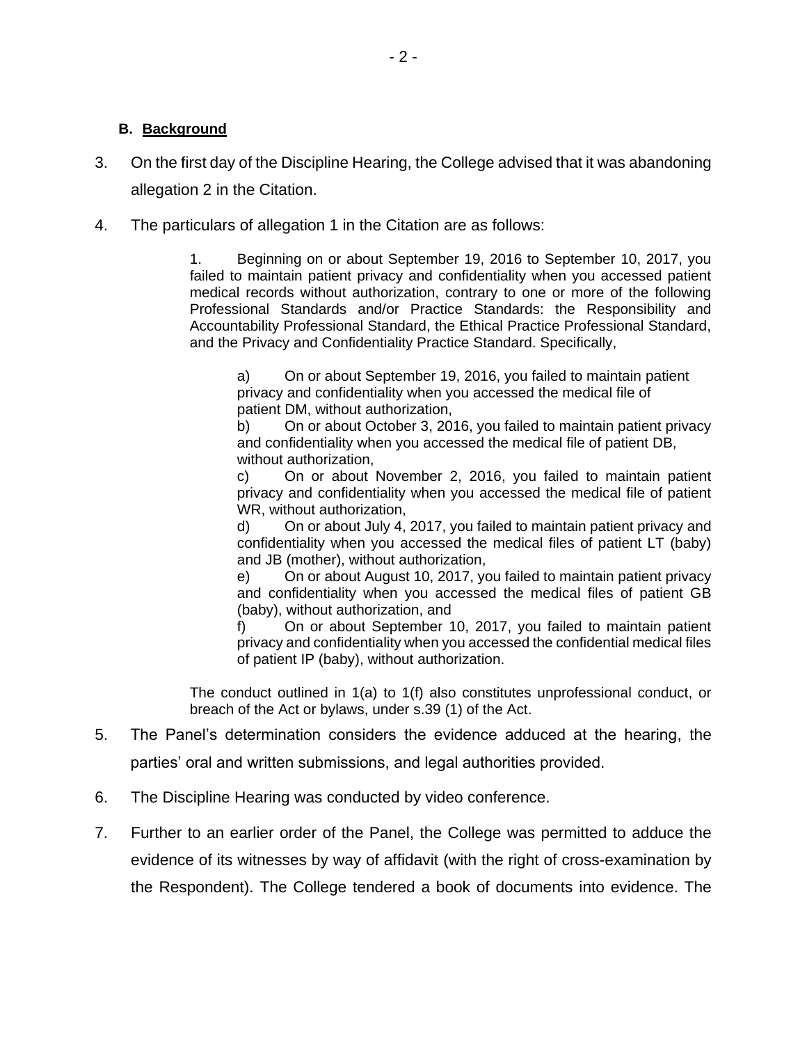### B. Background

3. On the first day of the Discipline Hearing, the College advised that it was abandoning allegation 2 in the Citation.

4. The particulars of allegation 1 in the Citation are as follows:

> 1. Beginning on or about September 19, 2016 to September 10, 2017, you failed to maintain patient privacy and confidentiality when you accessed patient medical records without authorization, contrary to one or more of the following Professional Standards and/or Practice Standards: the Responsibility and Accountability Professional Standard, the Ethical Practice Professional Standard, and the Privacy and Confidentiality Practice Standard. Specifically,
>
> > a) On or about September 19, 2016, you failed to maintain patient privacy and confidentiality when you accessed the medical file of patient DM, without authorization,
> > b) On or about October 3, 2016, you failed to maintain patient privacy and confidentiality when you accessed the medical file of patient DB, without authorization,
> > c) On or about November 2, 2016, you failed to maintain patient privacy and confidentiality when you accessed the medical file of patient WR, without authorization,
> > d) On or about July 4, 2017, you failed to maintain patient privacy and confidentiality when you accessed the medical files of patient LT (baby) and JB (mother), without authorization,
> > e) On or about August 10, 2017, you failed to maintain patient privacy and confidentiality when you accessed the medical files of patient GB (baby), without authorization, and
> > f) On or about September 10, 2017, you failed to maintain patient privacy and confidentiality when you accessed the confidential medical files of patient IP (baby), without authorization.
>
> The conduct outlined in 1(a) to 1(f) also constitutes unprofessional conduct, or breach of the Act or bylaws, under s.39 (1) of the Act.

5. The Panel's determination considers the evidence adduced at the hearing, the parties' oral and written submissions, and legal authorities provided.

6. The Discipline Hearing was conducted by video conference.

7. Further to an earlier order of the Panel, the College was permitted to adduce the evidence of its witnesses by way of affidavit (with the right of cross-examination by the Respondent). The College tendered a book of documents into evidence. The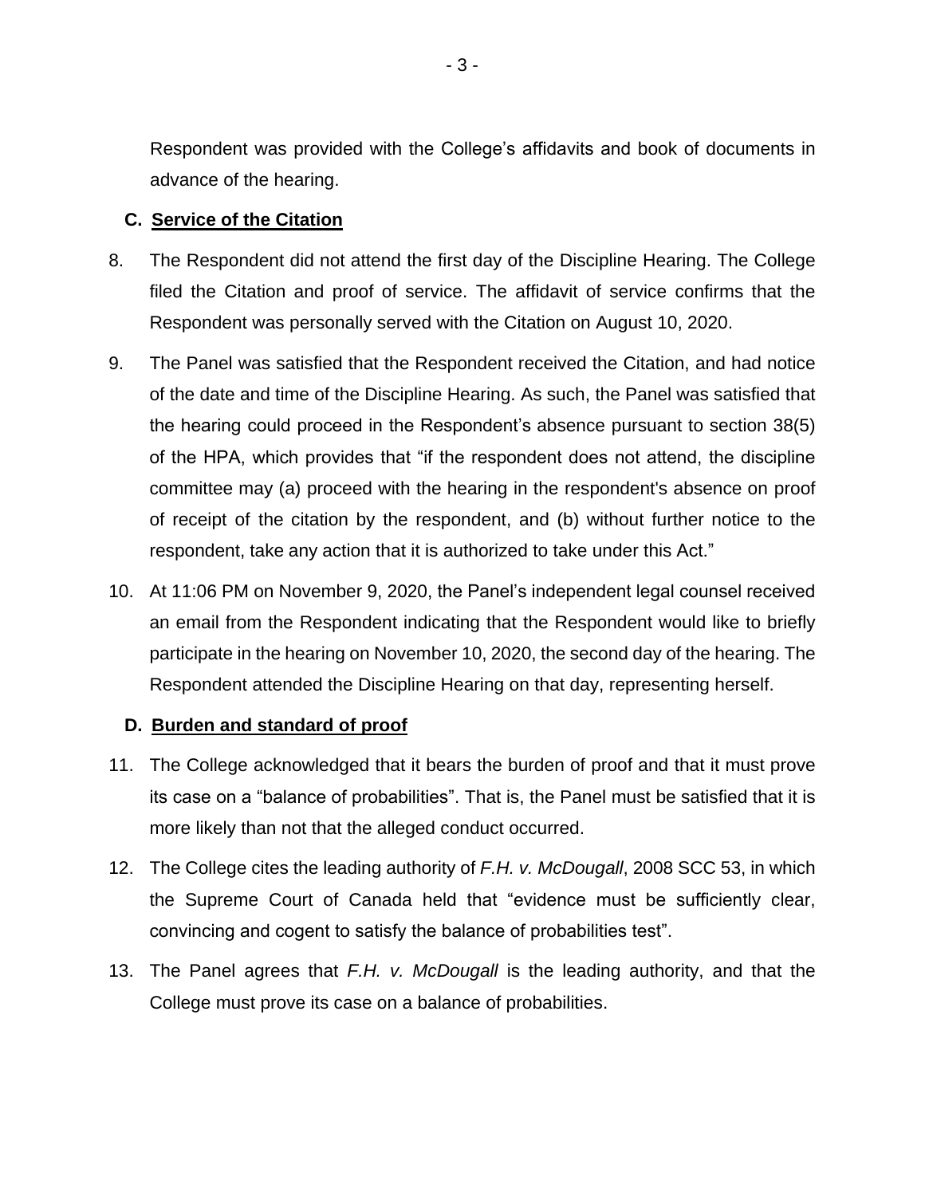Respondent was provided with the College's affidavits and book of documents in advance of the hearing.

### C. Service of the Citation

8. The Respondent did not attend the first day of the Discipline Hearing. The College filed the Citation and proof of service. The affidavit of service confirms that the Respondent was personally served with the Citation on August 10, 2020.

9. The Panel was satisfied that the Respondent received the Citation, and had notice of the date and time of the Discipline Hearing. As such, the Panel was satisfied that the hearing could proceed in the Respondent's absence pursuant to section 38(5) of the HPA, which provides that "if the respondent does not attend, the discipline committee may (a) proceed with the hearing in the respondent's absence on proof of receipt of the citation by the respondent, and (b) without further notice to the respondent, take any action that it is authorized to take under this Act."

10. At 11:06 PM on November 9, 2020, the Panel's independent legal counsel received an email from the Respondent indicating that the Respondent would like to briefly participate in the hearing on November 10, 2020, the second day of the hearing. The Respondent attended the Discipline Hearing on that day, representing herself.

### D. Burden and standard of proof

11. The College acknowledged that it bears the burden of proof and that it must prove its case on a "balance of probabilities". That is, the Panel must be satisfied that it is more likely than not that the alleged conduct occurred.

12. The College cites the leading authority of *F.H. v. McDougall*, 2008 SCC 53, in which the Supreme Court of Canada held that "evidence must be sufficiently clear, convincing and cogent to satisfy the balance of probabilities test".

13. The Panel agrees that *F.H. v. McDougall* is the leading authority, and that the College must prove its case on a balance of probabilities.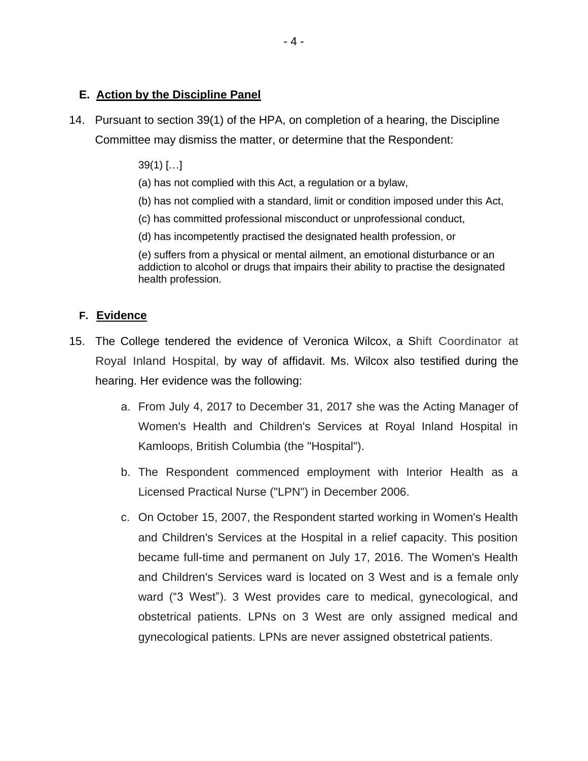## E. Action by the Discipline Panel

14. Pursuant to section 39(1) of the HPA, on completion of a hearing, the Discipline Committee may dismiss the matter, or determine that the Respondent:

    > 39(1) […]
    >
    > (a) has not complied with this Act, a regulation or a bylaw,
    >
    > (b) has not complied with a standard, limit or condition imposed under this Act,
    >
    > (c) has committed professional misconduct or unprofessional conduct,
    >
    > (d) has incompetently practised the designated health profession, or
    >
    > (e) suffers from a physical or mental ailment, an emotional disturbance or an addiction to alcohol or drugs that impairs their ability to practise the designated health profession.

## F. Evidence

15. The College tendered the evidence of Veronica Wilcox, a Shift Coordinator at Royal Inland Hospital, by way of affidavit. Ms. Wilcox also testified during the hearing. Her evidence was the following:

    a. From July 4, 2017 to December 31, 2017 she was the Acting Manager of Women's Health and Children's Services at Royal Inland Hospital in Kamloops, British Columbia (the "Hospital").

    b. The Respondent commenced employment with Interior Health as a Licensed Practical Nurse ("LPN") in December 2006.

    c. On October 15, 2007, the Respondent started working in Women's Health and Children's Services at the Hospital in a relief capacity. This position became full-time and permanent on July 17, 2016. The Women's Health and Children's Services ward is located on 3 West and is a female only ward ("3 West"). 3 West provides care to medical, gynecological, and obstetrical patients. LPNs on 3 West are only assigned medical and gynecological patients. LPNs are never assigned obstetrical patients.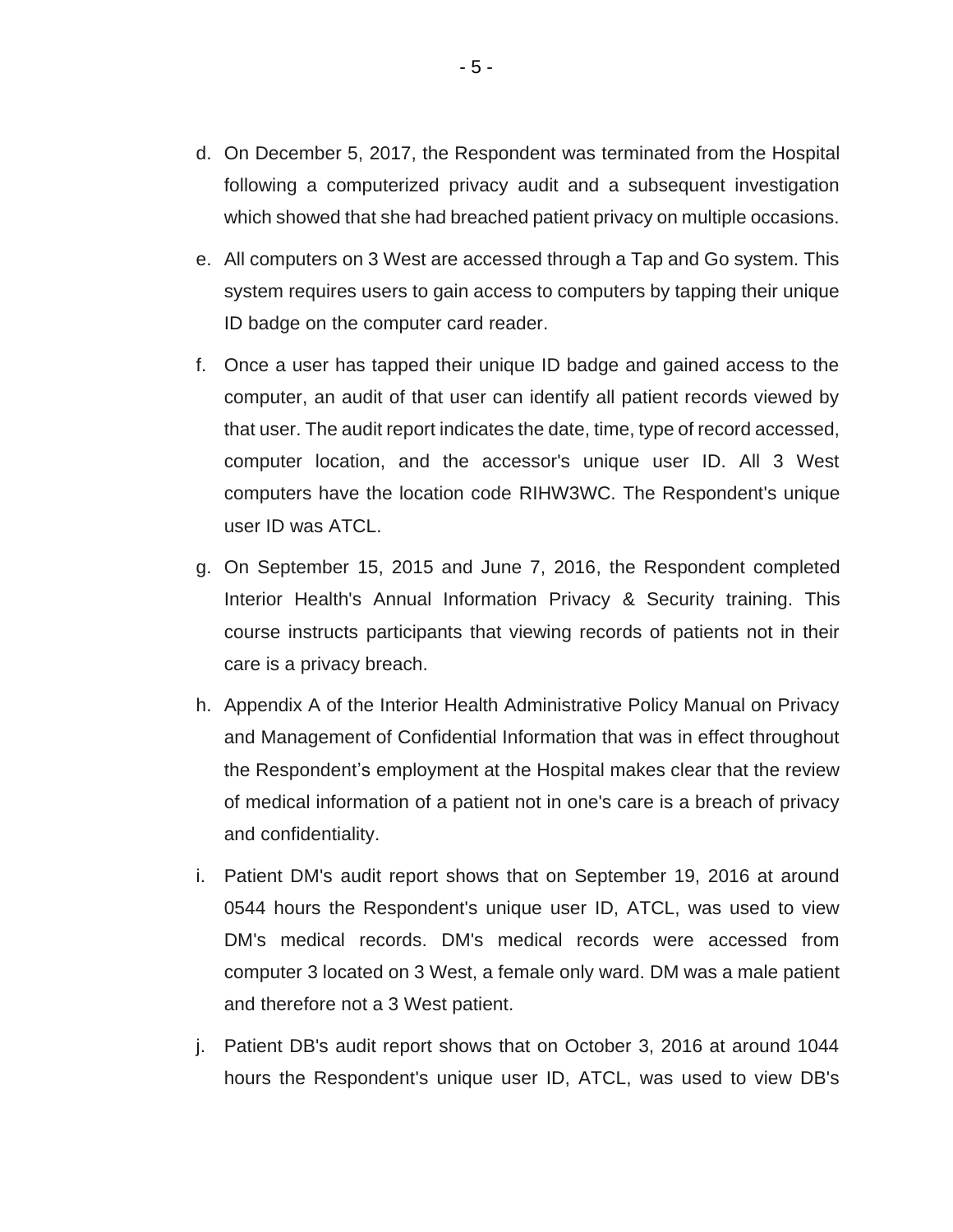d. On December 5, 2017, the Respondent was terminated from the Hospital following a computerized privacy audit and a subsequent investigation which showed that she had breached patient privacy on multiple occasions.

e. All computers on 3 West are accessed through a Tap and Go system. This system requires users to gain access to computers by tapping their unique ID badge on the computer card reader.

f. Once a user has tapped their unique ID badge and gained access to the computer, an audit of that user can identify all patient records viewed by that user. The audit report indicates the date, time, type of record accessed, computer location, and the accessor's unique user ID. All 3 West computers have the location code RIHW3WC. The Respondent's unique user ID was ATCL.

g. On September 15, 2015 and June 7, 2016, the Respondent completed Interior Health's Annual Information Privacy & Security training. This course instructs participants that viewing records of patients not in their care is a privacy breach.

h. Appendix A of the Interior Health Administrative Policy Manual on Privacy and Management of Confidential Information that was in effect throughout the Respondent's employment at the Hospital makes clear that the review of medical information of a patient not in one's care is a breach of privacy and confidentiality.

i. Patient DM's audit report shows that on September 19, 2016 at around 0544 hours the Respondent's unique user ID, ATCL, was used to view DM's medical records. DM's medical records were accessed from computer 3 located on 3 West, a female only ward. DM was a male patient and therefore not a 3 West patient.

j. Patient DB's audit report shows that on October 3, 2016 at around 1044 hours the Respondent's unique user ID, ATCL, was used to view DB's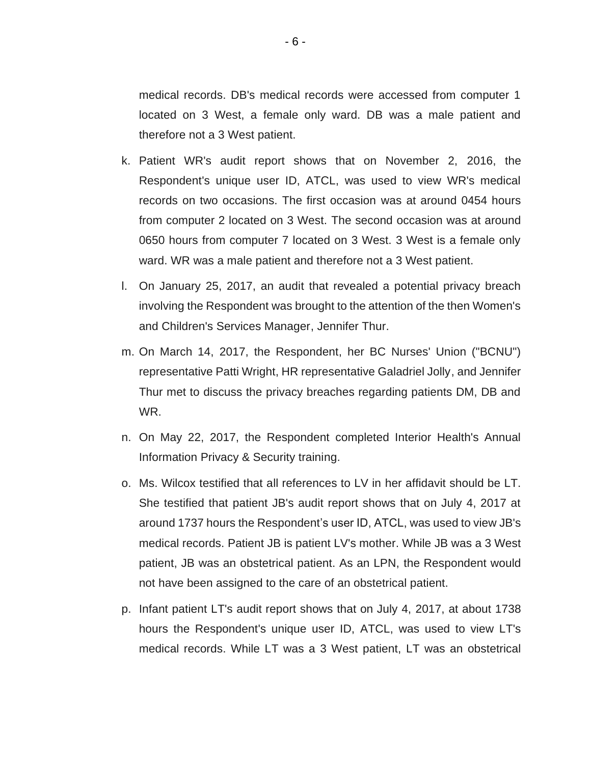medical records. DB's medical records were accessed from computer 1 located on 3 West, a female only ward. DB was a male patient and therefore not a 3 West patient.

k. Patient WR's audit report shows that on November 2, 2016, the Respondent's unique user ID, ATCL, was used to view WR's medical records on two occasions. The first occasion was at around 0454 hours from computer 2 located on 3 West. The second occasion was at around 0650 hours from computer 7 located on 3 West. 3 West is a female only ward. WR was a male patient and therefore not a 3 West patient.

l. On January 25, 2017, an audit that revealed a potential privacy breach involving the Respondent was brought to the attention of the then Women's and Children's Services Manager, Jennifer Thur.

m. On March 14, 2017, the Respondent, her BC Nurses' Union ("BCNU") representative Patti Wright, HR representative Galadriel Jolly, and Jennifer Thur met to discuss the privacy breaches regarding patients DM, DB and WR.

n. On May 22, 2017, the Respondent completed Interior Health's Annual Information Privacy & Security training.

o. Ms. Wilcox testified that all references to LV in her affidavit should be LT. She testified that patient JB's audit report shows that on July 4, 2017 at around 1737 hours the Respondent's user ID, ATCL, was used to view JB's medical records. Patient JB is patient LV's mother. While JB was a 3 West patient, JB was an obstetrical patient. As an LPN, the Respondent would not have been assigned to the care of an obstetrical patient.

p. Infant patient LT's audit report shows that on July 4, 2017, at about 1738 hours the Respondent's unique user ID, ATCL, was used to view LT's medical records. While LT was a 3 West patient, LT was an obstetrical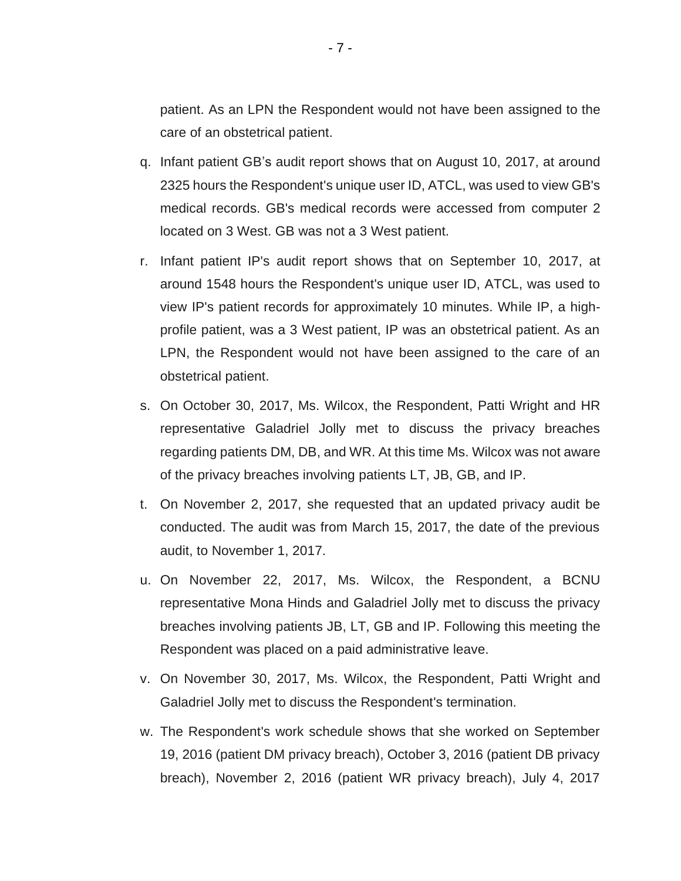patient. As an LPN the Respondent would not have been assigned to the care of an obstetrical patient.

q. Infant patient GB's audit report shows that on August 10, 2017, at around 2325 hours the Respondent's unique user ID, ATCL, was used to view GB's medical records. GB's medical records were accessed from computer 2 located on 3 West. GB was not a 3 West patient.

r. Infant patient IP's audit report shows that on September 10, 2017, at around 1548 hours the Respondent's unique user ID, ATCL, was used to view IP's patient records for approximately 10 minutes. While IP, a high-profile patient, was a 3 West patient, IP was an obstetrical patient. As an LPN, the Respondent would not have been assigned to the care of an obstetrical patient.

s. On October 30, 2017, Ms. Wilcox, the Respondent, Patti Wright and HR representative Galadriel Jolly met to discuss the privacy breaches regarding patients DM, DB, and WR. At this time Ms. Wilcox was not aware of the privacy breaches involving patients LT, JB, GB, and IP.

t. On November 2, 2017, she requested that an updated privacy audit be conducted. The audit was from March 15, 2017, the date of the previous audit, to November 1, 2017.

u. On November 22, 2017, Ms. Wilcox, the Respondent, a BCNU representative Mona Hinds and Galadriel Jolly met to discuss the privacy breaches involving patients JB, LT, GB and IP. Following this meeting the Respondent was placed on a paid administrative leave.

v. On November 30, 2017, Ms. Wilcox, the Respondent, Patti Wright and Galadriel Jolly met to discuss the Respondent's termination.

w. The Respondent's work schedule shows that she worked on September 19, 2016 (patient DM privacy breach), October 3, 2016 (patient DB privacy breach), November 2, 2016 (patient WR privacy breach), July 4, 2017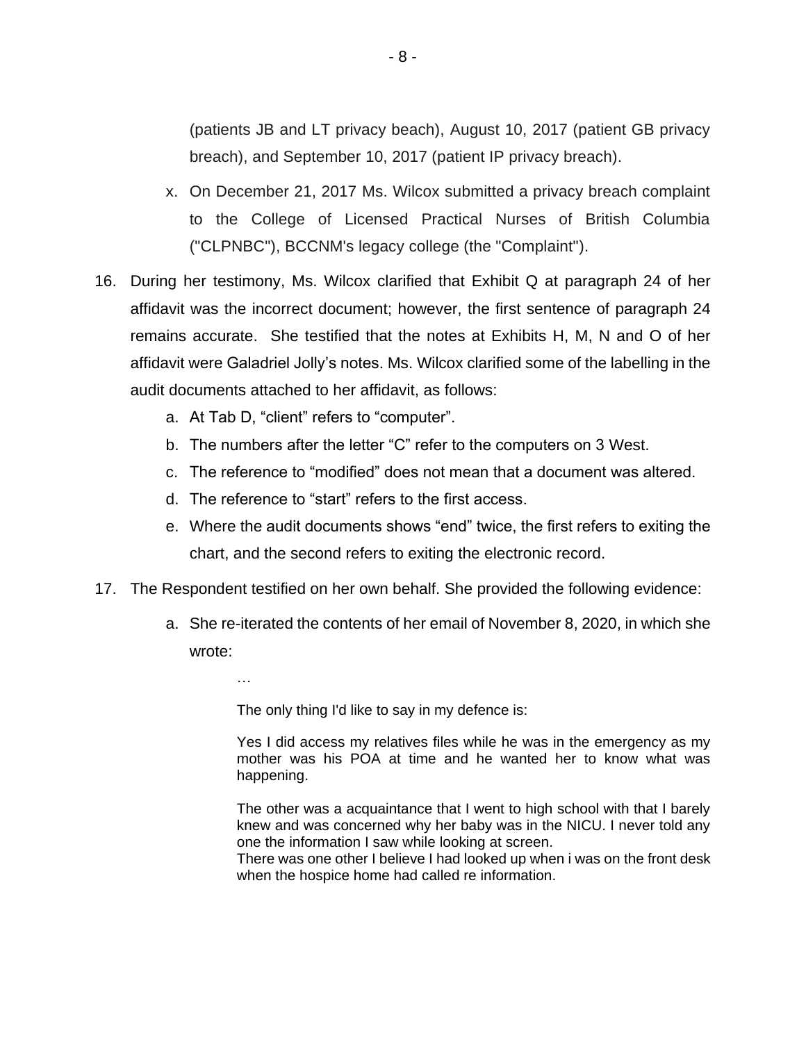(patients JB and LT privacy beach), August 10, 2017 (patient GB privacy breach), and September 10, 2017 (patient IP privacy breach).

x. On December 21, 2017 Ms. Wilcox submitted a privacy breach complaint to the College of Licensed Practical Nurses of British Columbia ("CLPNBC"), BCCNM's legacy college (the "Complaint").

16. During her testimony, Ms. Wilcox clarified that Exhibit Q at paragraph 24 of her affidavit was the incorrect document; however, the first sentence of paragraph 24 remains accurate. She testified that the notes at Exhibits H, M, N and O of her affidavit were Galadriel Jolly's notes. Ms. Wilcox clarified some of the labelling in the audit documents attached to her affidavit, as follows:

    a. At Tab D, "client" refers to "computer".

    b. The numbers after the letter "C" refer to the computers on 3 West.

    c. The reference to "modified" does not mean that a document was altered.

    d. The reference to "start" refers to the first access.

    e. Where the audit documents shows "end" twice, the first refers to exiting the chart, and the second refers to exiting the electronic record.

17. The Respondent testified on her own behalf. She provided the following evidence:

    a. She re-iterated the contents of her email of November 8, 2020, in which she wrote:

    > …
    >
    > The only thing I'd like to say in my defence is:
    >
    > Yes I did access my relatives files while he was in the emergency as my mother was his POA at time and he wanted her to know what was happening.
    >
    > The other was a acquaintance that I went to high school with that I barely knew and was concerned why her baby was in the NICU. I never told any one the information I saw while looking at screen.
    > There was one other I believe I had looked up when i was on the front desk when the hospice home had called re information.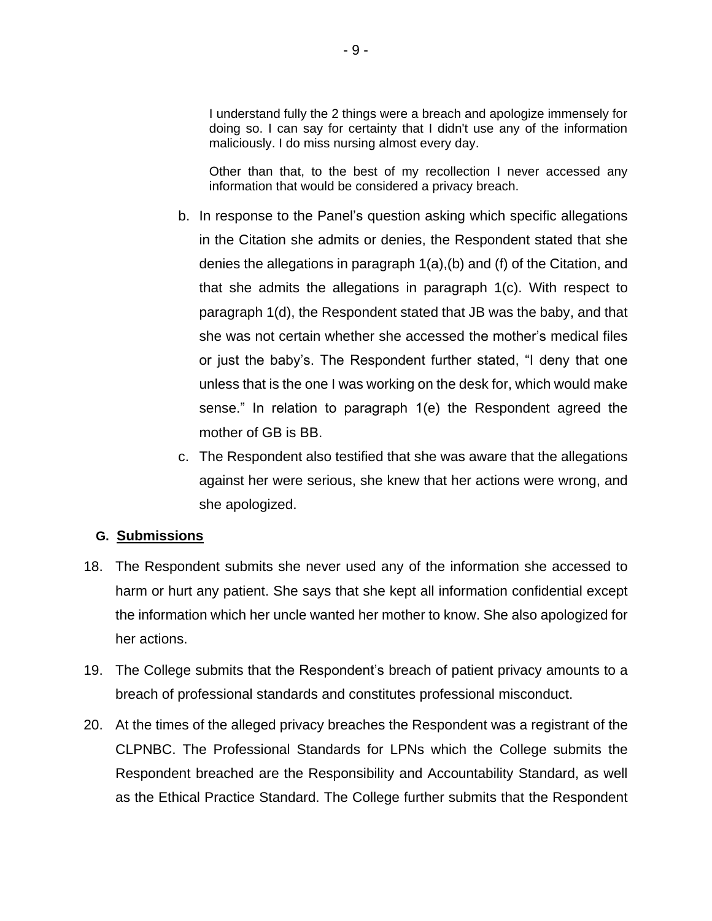> I understand fully the 2 things were a breach and apologize immensely for doing so. I can say for certainty that I didn't use any of the information maliciously. I do miss nursing almost every day.
>
> Other than that, to the best of my recollection I never accessed any information that would be considered a privacy breach.

b. In response to the Panel's question asking which specific allegations in the Citation she admits or denies, the Respondent stated that she denies the allegations in paragraph 1(a),(b) and (f) of the Citation, and that she admits the allegations in paragraph 1(c). With respect to paragraph 1(d), the Respondent stated that JB was the baby, and that she was not certain whether she accessed the mother's medical files or just the baby's. The Respondent further stated, "I deny that one unless that is the one I was working on the desk for, which would make sense." In relation to paragraph 1(e) the Respondent agreed the mother of GB is BB.

c. The Respondent also testified that she was aware that the allegations against her were serious, she knew that her actions were wrong, and she apologized.

## G. Submissions

18. The Respondent submits she never used any of the information she accessed to harm or hurt any patient. She says that she kept all information confidential except the information which her uncle wanted her mother to know. She also apologized for her actions.

19. The College submits that the Respondent's breach of patient privacy amounts to a breach of professional standards and constitutes professional misconduct.

20. At the times of the alleged privacy breaches the Respondent was a registrant of the CLPNBC. The Professional Standards for LPNs which the College submits the Respondent breached are the Responsibility and Accountability Standard, as well as the Ethical Practice Standard. The College further submits that the Respondent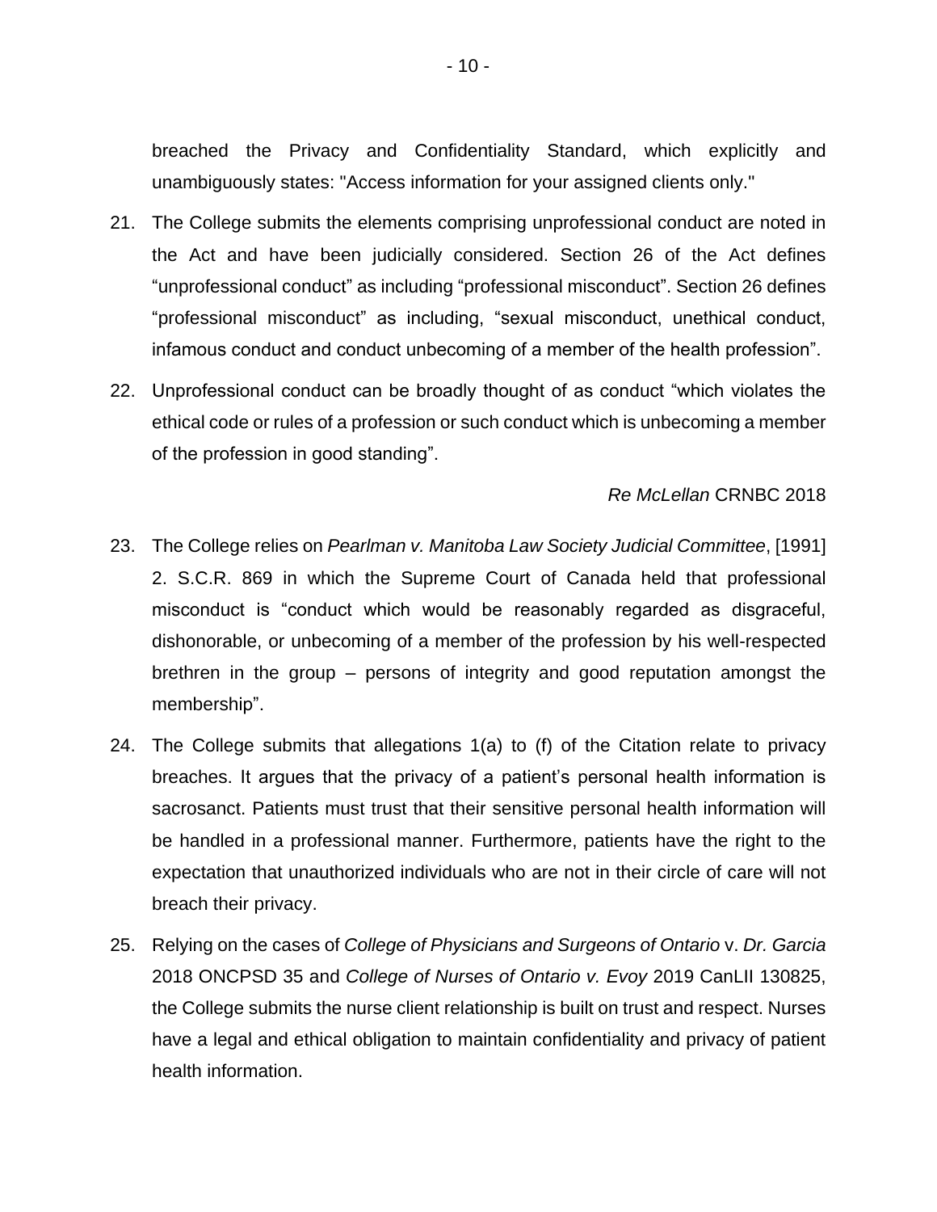breached the Privacy and Confidentiality Standard, which explicitly and unambiguously states: "Access information for your assigned clients only."

21. The College submits the elements comprising unprofessional conduct are noted in the Act and have been judicially considered. Section 26 of the Act defines "unprofessional conduct" as including "professional misconduct". Section 26 defines "professional misconduct" as including, "sexual misconduct, unethical conduct, infamous conduct and conduct unbecoming of a member of the health profession".

22. Unprofessional conduct can be broadly thought of as conduct "which violates the ethical code or rules of a profession or such conduct which is unbecoming a member of the profession in good standing".

*Re McLellan* CRNBC 2018

23. The College relies on *Pearlman v. Manitoba Law Society Judicial Committee*, [1991] 2. S.C.R. 869 in which the Supreme Court of Canada held that professional misconduct is "conduct which would be reasonably regarded as disgraceful, dishonorable, or unbecoming of a member of the profession by his well-respected brethren in the group – persons of integrity and good reputation amongst the membership".

24. The College submits that allegations 1(a) to (f) of the Citation relate to privacy breaches. It argues that the privacy of a patient's personal health information is sacrosanct. Patients must trust that their sensitive personal health information will be handled in a professional manner. Furthermore, patients have the right to the expectation that unauthorized individuals who are not in their circle of care will not breach their privacy.

25. Relying on the cases of *College of Physicians and Surgeons of Ontario* v. *Dr. Garcia* 2018 ONCPSD 35 and *College of Nurses of Ontario v. Evoy* 2019 CanLII 130825, the College submits the nurse client relationship is built on trust and respect. Nurses have a legal and ethical obligation to maintain confidentiality and privacy of patient health information.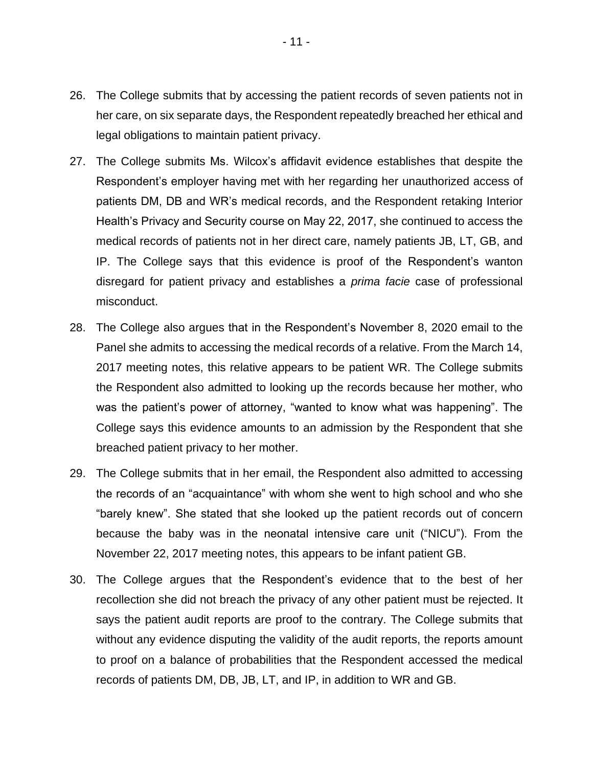26. The College submits that by accessing the patient records of seven patients not in her care, on six separate days, the Respondent repeatedly breached her ethical and legal obligations to maintain patient privacy.

27. The College submits Ms. Wilcox's affidavit evidence establishes that despite the Respondent's employer having met with her regarding her unauthorized access of patients DM, DB and WR's medical records, and the Respondent retaking Interior Health's Privacy and Security course on May 22, 2017, she continued to access the medical records of patients not in her direct care, namely patients JB, LT, GB, and IP. The College says that this evidence is proof of the Respondent's wanton disregard for patient privacy and establishes a *prima facie* case of professional misconduct.

28. The College also argues that in the Respondent's November 8, 2020 email to the Panel she admits to accessing the medical records of a relative. From the March 14, 2017 meeting notes, this relative appears to be patient WR. The College submits the Respondent also admitted to looking up the records because her mother, who was the patient's power of attorney, "wanted to know what was happening". The College says this evidence amounts to an admission by the Respondent that she breached patient privacy to her mother.

29. The College submits that in her email, the Respondent also admitted to accessing the records of an "acquaintance" with whom she went to high school and who she "barely knew". She stated that she looked up the patient records out of concern because the baby was in the neonatal intensive care unit ("NICU"). From the November 22, 2017 meeting notes, this appears to be infant patient GB.

30. The College argues that the Respondent's evidence that to the best of her recollection she did not breach the privacy of any other patient must be rejected. It says the patient audit reports are proof to the contrary. The College submits that without any evidence disputing the validity of the audit reports, the reports amount to proof on a balance of probabilities that the Respondent accessed the medical records of patients DM, DB, JB, LT, and IP, in addition to WR and GB.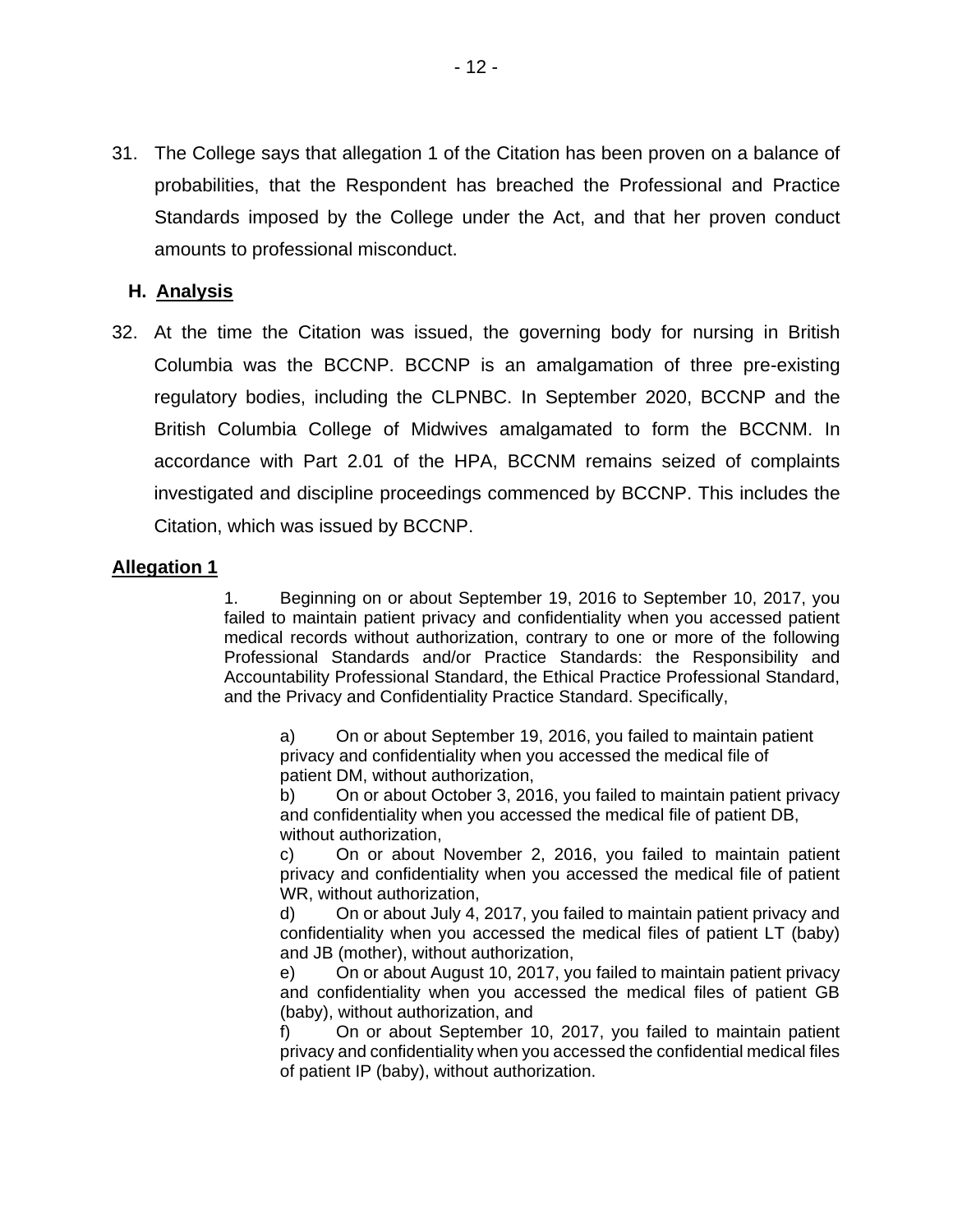31. The College says that allegation 1 of the Citation has been proven on a balance of probabilities, that the Respondent has breached the Professional and Practice Standards imposed by the College under the Act, and that her proven conduct amounts to professional misconduct.

## H. Analysis

32. At the time the Citation was issued, the governing body for nursing in British Columbia was the BCCNP. BCCNP is an amalgamation of three pre-existing regulatory bodies, including the CLPNBC. In September 2020, BCCNP and the British Columbia College of Midwives amalgamated to form the BCCNM. In accordance with Part 2.01 of the HPA, BCCNM remains seized of complaints investigated and discipline proceedings commenced by BCCNP. This includes the Citation, which was issued by BCCNP.

### Allegation 1

> 1. Beginning on or about September 19, 2016 to September 10, 2017, you failed to maintain patient privacy and confidentiality when you accessed patient medical records without authorization, contrary to one or more of the following Professional Standards and/or Practice Standards: the Responsibility and Accountability Professional Standard, the Ethical Practice Professional Standard, and the Privacy and Confidentiality Practice Standard. Specifically,
>
> a) On or about September 19, 2016, you failed to maintain patient privacy and confidentiality when you accessed the medical file of patient DM, without authorization,
> b) On or about October 3, 2016, you failed to maintain patient privacy and confidentiality when you accessed the medical file of patient DB, without authorization,
> c) On or about November 2, 2016, you failed to maintain patient privacy and confidentiality when you accessed the medical file of patient WR, without authorization,
> d) On or about July 4, 2017, you failed to maintain patient privacy and confidentiality when you accessed the medical files of patient LT (baby) and JB (mother), without authorization,
> e) On or about August 10, 2017, you failed to maintain patient privacy and confidentiality when you accessed the medical files of patient GB (baby), without authorization, and
> f) On or about September 10, 2017, you failed to maintain patient privacy and confidentiality when you accessed the confidential medical files of patient IP (baby), without authorization.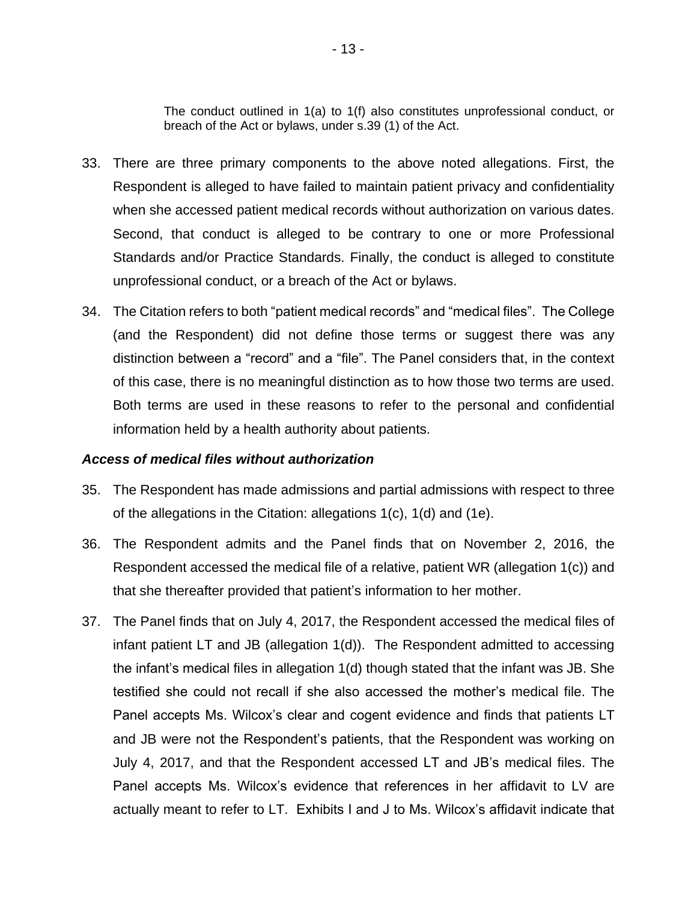> The conduct outlined in 1(a) to 1(f) also constitutes unprofessional conduct, or breach of the Act or bylaws, under s.39 (1) of the Act.

33. There are three primary components to the above noted allegations. First, the Respondent is alleged to have failed to maintain patient privacy and confidentiality when she accessed patient medical records without authorization on various dates. Second, that conduct is alleged to be contrary to one or more Professional Standards and/or Practice Standards. Finally, the conduct is alleged to constitute unprofessional conduct, or a breach of the Act or bylaws.

34. The Citation refers to both "patient medical records" and "medical files". The College (and the Respondent) did not define those terms or suggest there was any distinction between a "record" and a "file". The Panel considers that, in the context of this case, there is no meaningful distinction as to how those two terms are used. Both terms are used in these reasons to refer to the personal and confidential information held by a health authority about patients.

### *Access of medical files without authorization*

35. The Respondent has made admissions and partial admissions with respect to three of the allegations in the Citation: allegations 1(c), 1(d) and (1e).

36. The Respondent admits and the Panel finds that on November 2, 2016, the Respondent accessed the medical file of a relative, patient WR (allegation 1(c)) and that she thereafter provided that patient's information to her mother.

37. The Panel finds that on July 4, 2017, the Respondent accessed the medical files of infant patient LT and JB (allegation 1(d)). The Respondent admitted to accessing the infant's medical files in allegation 1(d) though stated that the infant was JB. She testified she could not recall if she also accessed the mother's medical file. The Panel accepts Ms. Wilcox's clear and cogent evidence and finds that patients LT and JB were not the Respondent's patients, that the Respondent was working on July 4, 2017, and that the Respondent accessed LT and JB's medical files. The Panel accepts Ms. Wilcox's evidence that references in her affidavit to LV are actually meant to refer to LT. Exhibits I and J to Ms. Wilcox's affidavit indicate that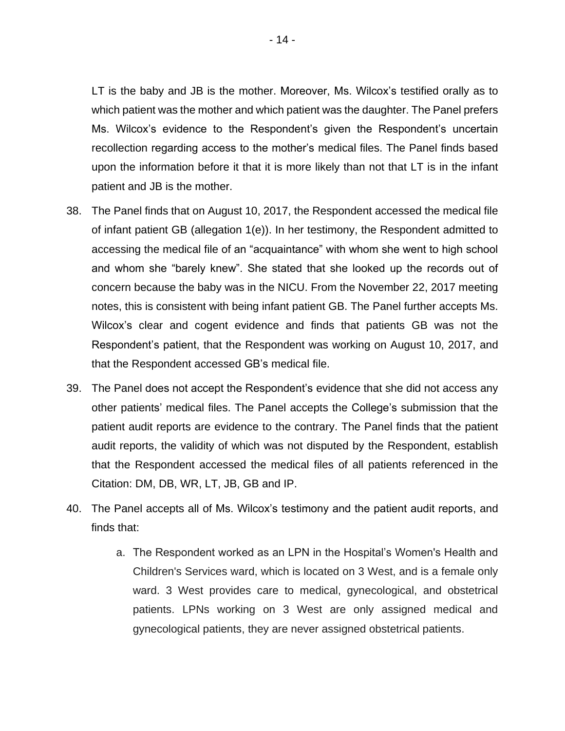LT is the baby and JB is the mother. Moreover, Ms. Wilcox's testified orally as to which patient was the mother and which patient was the daughter. The Panel prefers Ms. Wilcox's evidence to the Respondent's given the Respondent's uncertain recollection regarding access to the mother's medical files. The Panel finds based upon the information before it that it is more likely than not that LT is in the infant patient and JB is the mother.

38. The Panel finds that on August 10, 2017, the Respondent accessed the medical file of infant patient GB (allegation 1(e)). In her testimony, the Respondent admitted to accessing the medical file of an "acquaintance" with whom she went to high school and whom she "barely knew". She stated that she looked up the records out of concern because the baby was in the NICU. From the November 22, 2017 meeting notes, this is consistent with being infant patient GB. The Panel further accepts Ms. Wilcox's clear and cogent evidence and finds that patients GB was not the Respondent's patient, that the Respondent was working on August 10, 2017, and that the Respondent accessed GB's medical file.

39. The Panel does not accept the Respondent's evidence that she did not access any other patients' medical files. The Panel accepts the College's submission that the patient audit reports are evidence to the contrary. The Panel finds that the patient audit reports, the validity of which was not disputed by the Respondent, establish that the Respondent accessed the medical files of all patients referenced in the Citation: DM, DB, WR, LT, JB, GB and IP.

40. The Panel accepts all of Ms. Wilcox's testimony and the patient audit reports, and finds that:

    a. The Respondent worked as an LPN in the Hospital's Women's Health and Children's Services ward, which is located on 3 West, and is a female only ward. 3 West provides care to medical, gynecological, and obstetrical patients. LPNs working on 3 West are only assigned medical and gynecological patients, they are never assigned obstetrical patients.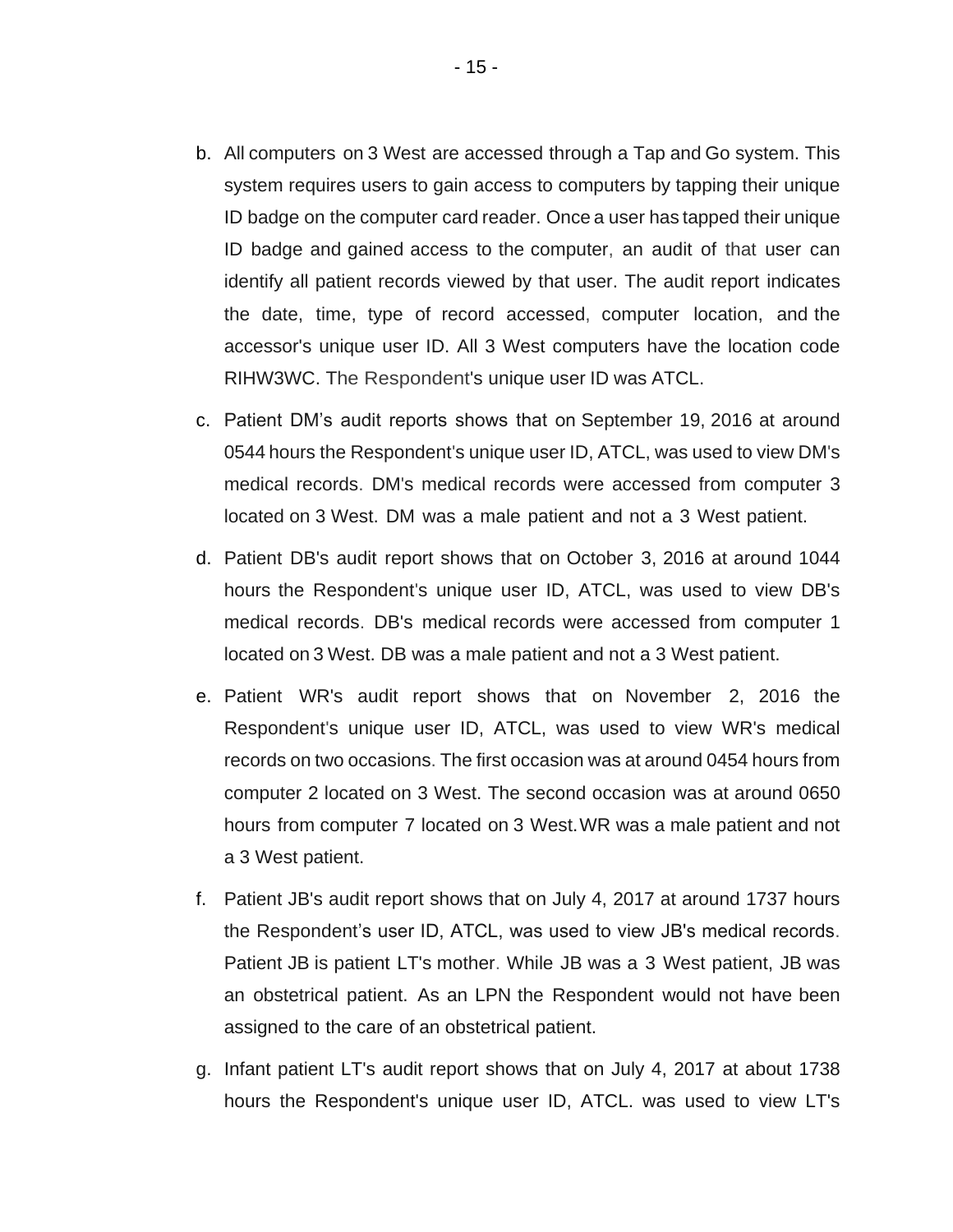b. All computers on 3 West are accessed through a Tap and Go system. This system requires users to gain access to computers by tapping their unique ID badge on the computer card reader. Once a user has tapped their unique ID badge and gained access to the computer, an audit of that user can identify all patient records viewed by that user. The audit report indicates the date, time, type of record accessed, computer location, and the accessor's unique user ID. All 3 West computers have the location code RIHW3WC. The Respondent's unique user ID was ATCL.

c. Patient DM's audit reports shows that on September 19, 2016 at around 0544 hours the Respondent's unique user ID, ATCL, was used to view DM's medical records. DM's medical records were accessed from computer 3 located on 3 West. DM was a male patient and not a 3 West patient.

d. Patient DB's audit report shows that on October 3, 2016 at around 1044 hours the Respondent's unique user ID, ATCL, was used to view DB's medical records. DB's medical records were accessed from computer 1 located on 3 West. DB was a male patient and not a 3 West patient.

e. Patient WR's audit report shows that on November 2, 2016 the Respondent's unique user ID, ATCL, was used to view WR's medical records on two occasions. The first occasion was at around 0454 hours from computer 2 located on 3 West. The second occasion was at around 0650 hours from computer 7 located on 3 West. WR was a male patient and not a 3 West patient.

f. Patient JB's audit report shows that on July 4, 2017 at around 1737 hours the Respondent's user ID, ATCL, was used to view JB's medical records. Patient JB is patient LT's mother. While JB was a 3 West patient, JB was an obstetrical patient. As an LPN the Respondent would not have been assigned to the care of an obstetrical patient.

g. Infant patient LT's audit report shows that on July 4, 2017 at about 1738 hours the Respondent's unique user ID, ATCL. was used to view LT's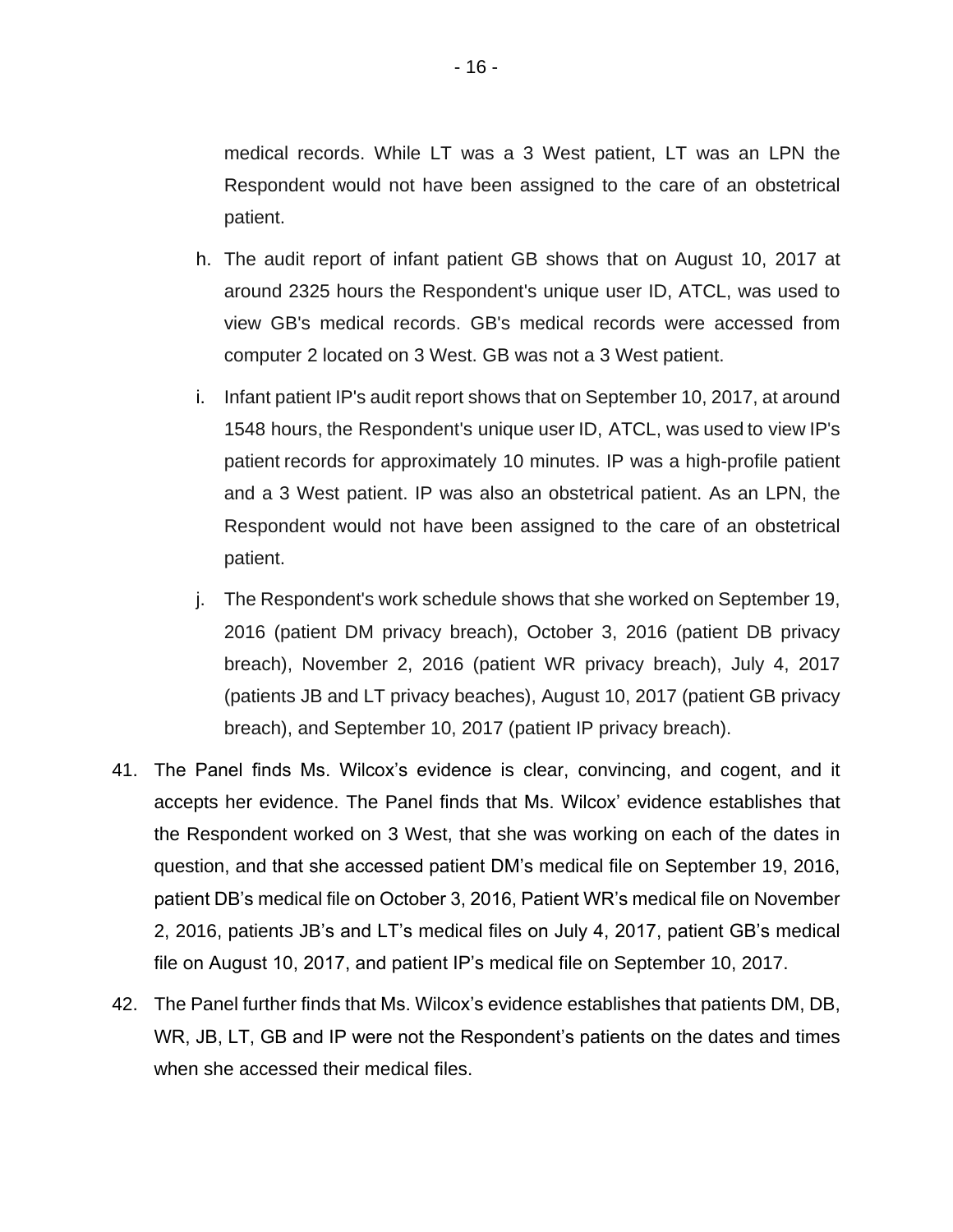medical records. While LT was a 3 West patient, LT was an LPN the Respondent would not have been assigned to the care of an obstetrical patient.

h. The audit report of infant patient GB shows that on August 10, 2017 at around 2325 hours the Respondent's unique user ID, ATCL, was used to view GB's medical records. GB's medical records were accessed from computer 2 located on 3 West. GB was not a 3 West patient.

i. Infant patient IP's audit report shows that on September 10, 2017, at around 1548 hours, the Respondent's unique user ID, ATCL, was used to view IP's patient records for approximately 10 minutes. IP was a high-profile patient and a 3 West patient. IP was also an obstetrical patient. As an LPN, the Respondent would not have been assigned to the care of an obstetrical patient.

j. The Respondent's work schedule shows that she worked on September 19, 2016 (patient DM privacy breach), October 3, 2016 (patient DB privacy breach), November 2, 2016 (patient WR privacy breach), July 4, 2017 (patients JB and LT privacy beaches), August 10, 2017 (patient GB privacy breach), and September 10, 2017 (patient IP privacy breach).

41. The Panel finds Ms. Wilcox's evidence is clear, convincing, and cogent, and it accepts her evidence. The Panel finds that Ms. Wilcox' evidence establishes that the Respondent worked on 3 West, that she was working on each of the dates in question, and that she accessed patient DM's medical file on September 19, 2016, patient DB's medical file on October 3, 2016, Patient WR's medical file on November 2, 2016, patients JB's and LT's medical files on July 4, 2017, patient GB's medical file on August 10, 2017, and patient IP's medical file on September 10, 2017.

42. The Panel further finds that Ms. Wilcox's evidence establishes that patients DM, DB, WR, JB, LT, GB and IP were not the Respondent's patients on the dates and times when she accessed their medical files.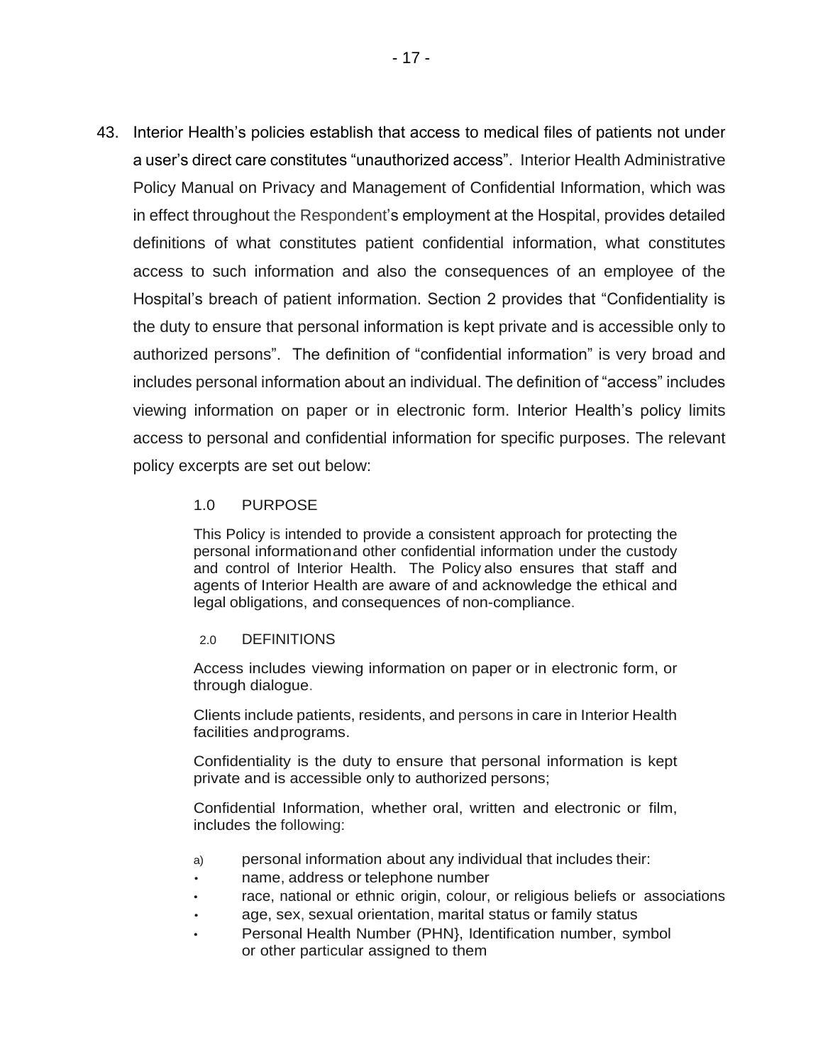43. Interior Health's policies establish that access to medical files of patients not under a user's direct care constitutes "unauthorized access". Interior Health Administrative Policy Manual on Privacy and Management of Confidential Information, which was in effect throughout the Respondent's employment at the Hospital, provides detailed definitions of what constitutes patient confidential information, what constitutes access to such information and also the consequences of an employee of the Hospital's breach of patient information. Section 2 provides that "Confidentiality is the duty to ensure that personal information is kept private and is accessible only to authorized persons". The definition of "confidential information" is very broad and includes personal information about an individual. The definition of "access" includes viewing information on paper or in electronic form. Interior Health's policy limits access to personal and confidential information for specific purposes. The relevant policy excerpts are set out below:

> 1.0 PURPOSE
>
> This Policy is intended to provide a consistent approach for protecting the personal informationand other confidential information under the custody and control of Interior Health. The Policy also ensures that staff and agents of Interior Health are aware of and acknowledge the ethical and legal obligations, and consequences of non-compliance.
>
> 2.0 DEFINITIONS
>
> Access includes viewing information on paper or in electronic form, or through dialogue.
>
> Clients include patients, residents, and persons in care in Interior Health facilities andprograms.
>
> Confidentiality is the duty to ensure that personal information is kept private and is accessible only to authorized persons;
>
> Confidential Information, whether oral, written and electronic or film, includes the following:
>
> a) personal information about any individual that includes their:
> - name, address or telephone number
> - race, national or ethnic origin, colour, or religious beliefs or associations
> - age, sex, sexual orientation, marital status or family status
> - Personal Health Number (PHN}, Identification number, symbol or other particular assigned to them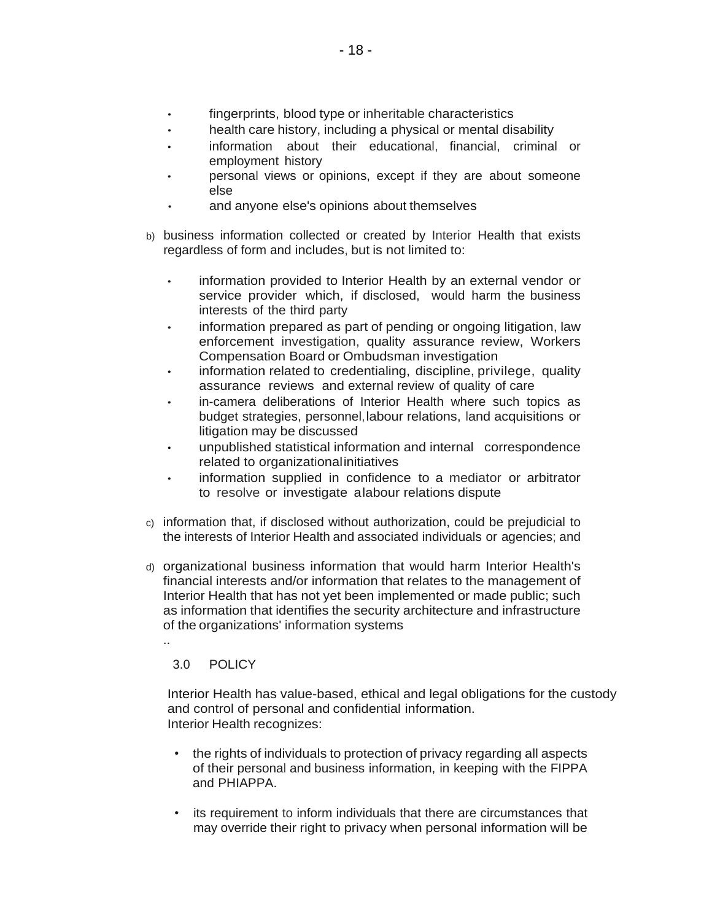- fingerprints, blood type or inheritable characteristics
- health care history, including a physical or mental disability
- information about their educational, financial, criminal or employment history
- personal views or opinions, except if they are about someone else
- and anyone else's opinions about themselves

b) business information collected or created by Interior Health that exists regardless of form and includes, but is not limited to:

- information provided to Interior Health by an external vendor or service provider which, if disclosed, would harm the business interests of the third party
- information prepared as part of pending or ongoing litigation, law enforcement investigation, quality assurance review, Workers Compensation Board or Ombudsman investigation
- information related to credentialing, discipline, privilege, quality assurance reviews and external review of quality of care
- in-camera deliberations of Interior Health where such topics as budget strategies, personnel, labour relations, land acquisitions or litigation may be discussed
- unpublished statistical information and internal correspondence related to organizational initiatives
- information supplied in confidence to a mediator or arbitrator to resolve or investigate a labour relations dispute

c) information that, if disclosed without authorization, could be prejudicial to the interests of Interior Health and associated individuals or agencies; and

d) organizational business information that would harm Interior Health's financial interests and/or information that relates to the management of Interior Health that has not yet been implemented or made public; such as information that identifies the security architecture and infrastructure of the organizations' information systems

## 3.0 POLICY

Interior Health has value-based, ethical and legal obligations for the custody and control of personal and confidential information.
Interior Health recognizes:

- the rights of individuals to protection of privacy regarding all aspects of their personal and business information, in keeping with the FIPPA and PHIAPPA.

- its requirement to inform individuals that there are circumstances that may override their right to privacy when personal information will be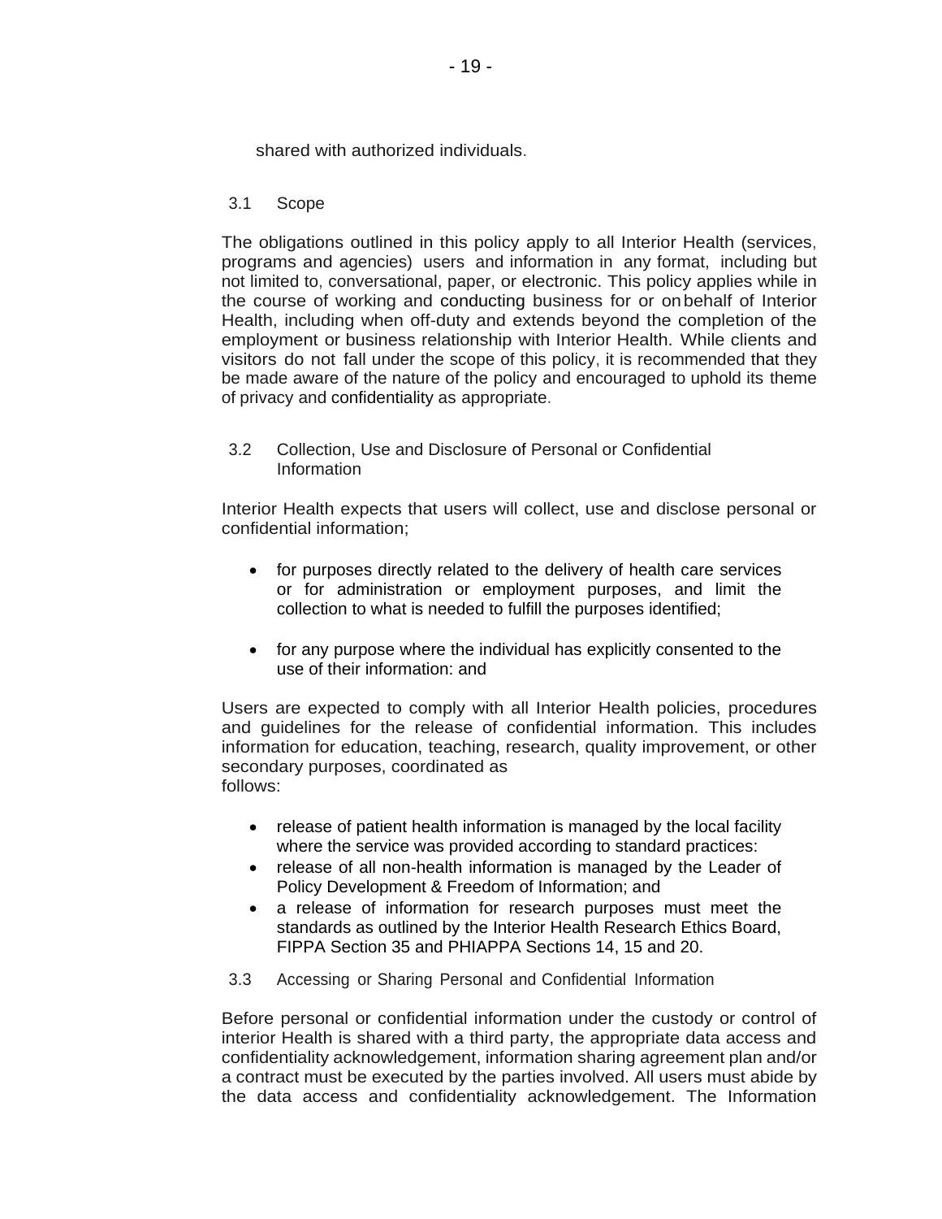shared with authorized individuals.

### 3.1 Scope

The obligations outlined in this policy apply to all Interior Health (services, programs and agencies) users and information in any format, including but not limited to, conversational, paper, or electronic. This policy applies while in the course of working and conducting business for or on behalf of Interior Health, including when off-duty and extends beyond the completion of the employment or business relationship with Interior Health. While clients and visitors do not fall under the scope of this policy, it is recommended that they be made aware of the nature of the policy and encouraged to uphold its theme of privacy and confidentiality as appropriate.

### 3.2 Collection, Use and Disclosure of Personal or Confidential Information

Interior Health expects that users will collect, use and disclose personal or confidential information;

- for purposes directly related to the delivery of health care services or for administration or employment purposes, and limit the collection to what is needed to fulfill the purposes identified;
- for any purpose where the individual has explicitly consented to the use of their information: and

Users are expected to comply with all Interior Health policies, procedures and guidelines for the release of confidential information. This includes information for education, teaching, research, quality improvement, or other secondary purposes, coordinated as follows:

- release of patient health information is managed by the local facility where the service was provided according to standard practices:
- release of all non-health information is managed by the Leader of Policy Development & Freedom of Information; and
- a release of information for research purposes must meet the standards as outlined by the Interior Health Research Ethics Board, FIPPA Section 35 and PHIAPPA Sections 14, 15 and 20.

### 3.3 Accessing or Sharing Personal and Confidential Information

Before personal or confidential information under the custody or control of interior Health is shared with a third party, the appropriate data access and confidentiality acknowledgement, information sharing agreement plan and/or a contract must be executed by the parties involved. All users must abide by the data access and confidentiality acknowledgement. The Information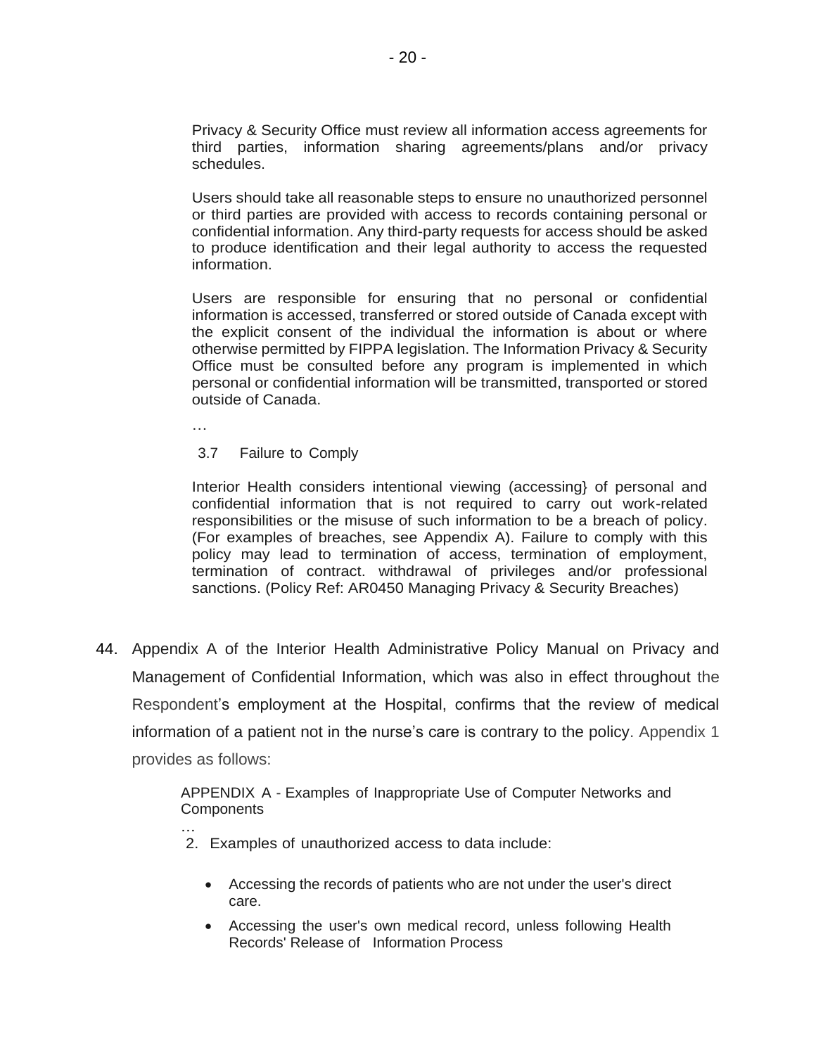> Privacy & Security Office must review all information access agreements for third parties, information sharing agreements/plans and/or privacy schedules.
>
> Users should take all reasonable steps to ensure no unauthorized personnel or third parties are provided with access to records containing personal or confidential information. Any third-party requests for access should be asked to produce identification and their legal authority to access the requested information.
>
> Users are responsible for ensuring that no personal or confidential information is accessed, transferred or stored outside of Canada except with the explicit consent of the individual the information is about or where otherwise permitted by FIPPA legislation. The Information Privacy & Security Office must be consulted before any program is implemented in which personal or confidential information will be transmitted, transported or stored outside of Canada.
>
> …
>
> 3.7 Failure to Comply
>
> Interior Health considers intentional viewing (accessing} of personal and confidential information that is not required to carry out work-related responsibilities or the misuse of such information to be a breach of policy. (For examples of breaches, see Appendix A). Failure to comply with this policy may lead to termination of access, termination of employment, termination of contract. withdrawal of privileges and/or professional sanctions. (Policy Ref: AR0450 Managing Privacy & Security Breaches)

44. Appendix A of the Interior Health Administrative Policy Manual on Privacy and Management of Confidential Information, which was also in effect throughout the Respondent's employment at the Hospital, confirms that the review of medical information of a patient not in the nurse's care is contrary to the policy. Appendix 1 provides as follows:

> APPENDIX A - Examples of Inappropriate Use of Computer Networks and Components
>
> …
>
> 2. Examples of unauthorized access to data include:
>
>    - Accessing the records of patients who are not under the user's direct care.
>    - Accessing the user's own medical record, unless following Health Records' Release of Information Process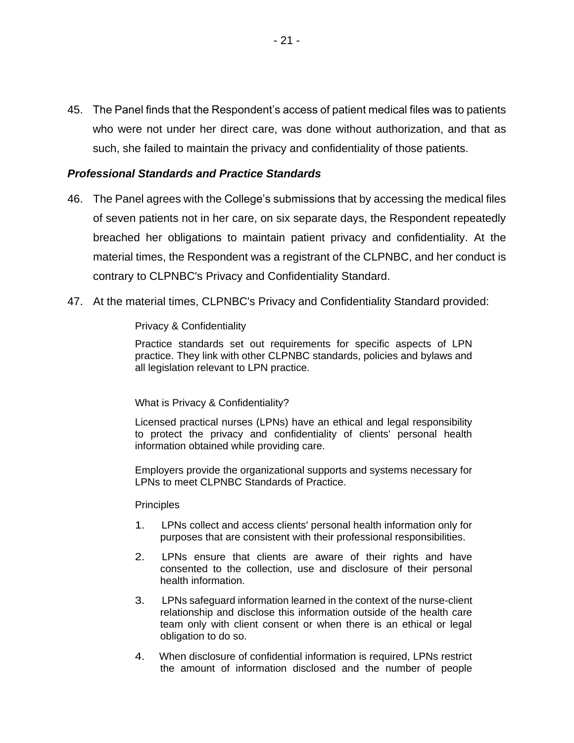45. The Panel finds that the Respondent's access of patient medical files was to patients who were not under her direct care, was done without authorization, and that as such, she failed to maintain the privacy and confidentiality of those patients.

### *Professional Standards and Practice Standards*

46. The Panel agrees with the College's submissions that by accessing the medical files of seven patients not in her care, on six separate days, the Respondent repeatedly breached her obligations to maintain patient privacy and confidentiality. At the material times, the Respondent was a registrant of the CLPNBC, and her conduct is contrary to CLPNBC's Privacy and Confidentiality Standard.

47. At the material times, CLPNBC's Privacy and Confidentiality Standard provided:

> Privacy & Confidentiality
>
> Practice standards set out requirements for specific aspects of LPN practice. They link with other CLPNBC standards, policies and bylaws and all legislation relevant to LPN practice.
>
> What is Privacy & Confidentiality?
>
> Licensed practical nurses (LPNs) have an ethical and legal responsibility to protect the privacy and confidentiality of clients' personal health information obtained while providing care.
>
> Employers provide the organizational supports and systems necessary for LPNs to meet CLPNBC Standards of Practice.
>
> Principles
>
> 1. LPNs collect and access clients' personal health information only for purposes that are consistent with their professional responsibilities.
> 2. LPNs ensure that clients are aware of their rights and have consented to the collection, use and disclosure of their personal health information.
> 3. LPNs safeguard information learned in the context of the nurse-client relationship and disclose this information outside of the health care team only with client consent or when there is an ethical or legal obligation to do so.
> 4. When disclosure of confidential information is required, LPNs restrict the amount of information disclosed and the number of people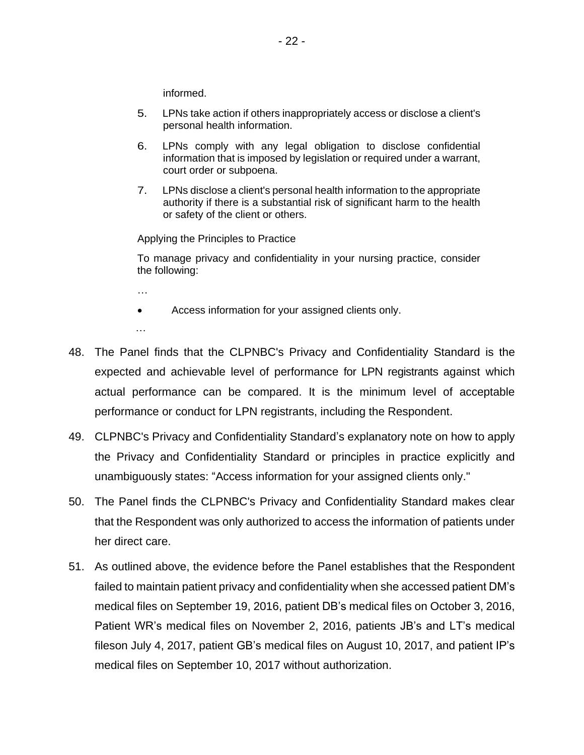informed.

> 5. LPNs take action if others inappropriately access or disclose a client's personal health information.
>
> 6. LPNs comply with any legal obligation to disclose confidential information that is imposed by legislation or required under a warrant, court order or subpoena.
>
> 7. LPNs disclose a client's personal health information to the appropriate authority if there is a substantial risk of significant harm to the health or safety of the client or others.
>
> Applying the Principles to Practice
>
> To manage privacy and confidentiality in your nursing practice, consider the following:
>
> …
>
> - Access information for your assigned clients only.
>
> …

48. The Panel finds that the CLPNBC's Privacy and Confidentiality Standard is the expected and achievable level of performance for LPN registrants against which actual performance can be compared. It is the minimum level of acceptable performance or conduct for LPN registrants, including the Respondent.

49. CLPNBC's Privacy and Confidentiality Standard's explanatory note on how to apply the Privacy and Confidentiality Standard or principles in practice explicitly and unambiguously states: "Access information for your assigned clients only."

50. The Panel finds the CLPNBC's Privacy and Confidentiality Standard makes clear that the Respondent was only authorized to access the information of patients under her direct care.

51. As outlined above, the evidence before the Panel establishes that the Respondent failed to maintain patient privacy and confidentiality when she accessed patient DM's medical files on September 19, 2016, patient DB's medical files on October 3, 2016, Patient WR's medical files on November 2, 2016, patients JB's and LT's medical fileson July 4, 2017, patient GB's medical files on August 10, 2017, and patient IP's medical files on September 10, 2017 without authorization.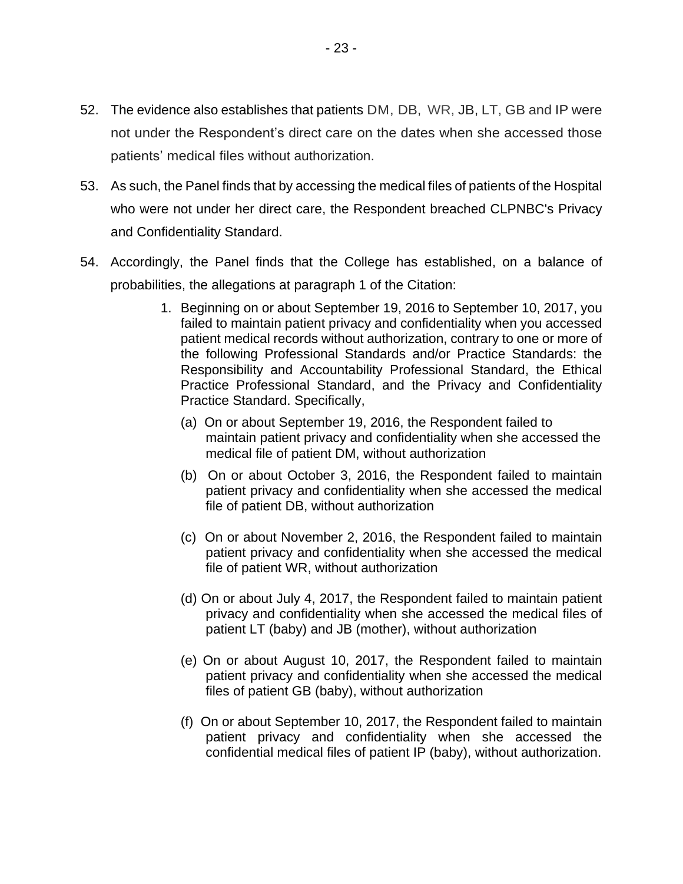52. The evidence also establishes that patients DM, DB, WR, JB, LT, GB and IP were not under the Respondent's direct care on the dates when she accessed those patients' medical files without authorization.

53. As such, the Panel finds that by accessing the medical files of patients of the Hospital who were not under her direct care, the Respondent breached CLPNBC's Privacy and Confidentiality Standard.

54. Accordingly, the Panel finds that the College has established, on a balance of probabilities, the allegations at paragraph 1 of the Citation:

> 1. Beginning on or about September 19, 2016 to September 10, 2017, you failed to maintain patient privacy and confidentiality when you accessed patient medical records without authorization, contrary to one or more of the following Professional Standards and/or Practice Standards: the Responsibility and Accountability Professional Standard, the Ethical Practice Professional Standard, and the Privacy and Confidentiality Practice Standard. Specifically,
>
> (a) On or about September 19, 2016, the Respondent failed to maintain patient privacy and confidentiality when she accessed the medical file of patient DM, without authorization
>
> (b) On or about October 3, 2016, the Respondent failed to maintain patient privacy and confidentiality when she accessed the medical file of patient DB, without authorization
>
> (c) On or about November 2, 2016, the Respondent failed to maintain patient privacy and confidentiality when she accessed the medical file of patient WR, without authorization
>
> (d) On or about July 4, 2017, the Respondent failed to maintain patient privacy and confidentiality when she accessed the medical files of patient LT (baby) and JB (mother), without authorization
>
> (e) On or about August 10, 2017, the Respondent failed to maintain patient privacy and confidentiality when she accessed the medical files of patient GB (baby), without authorization
>
> (f) On or about September 10, 2017, the Respondent failed to maintain patient privacy and confidentiality when she accessed the confidential medical files of patient IP (baby), without authorization.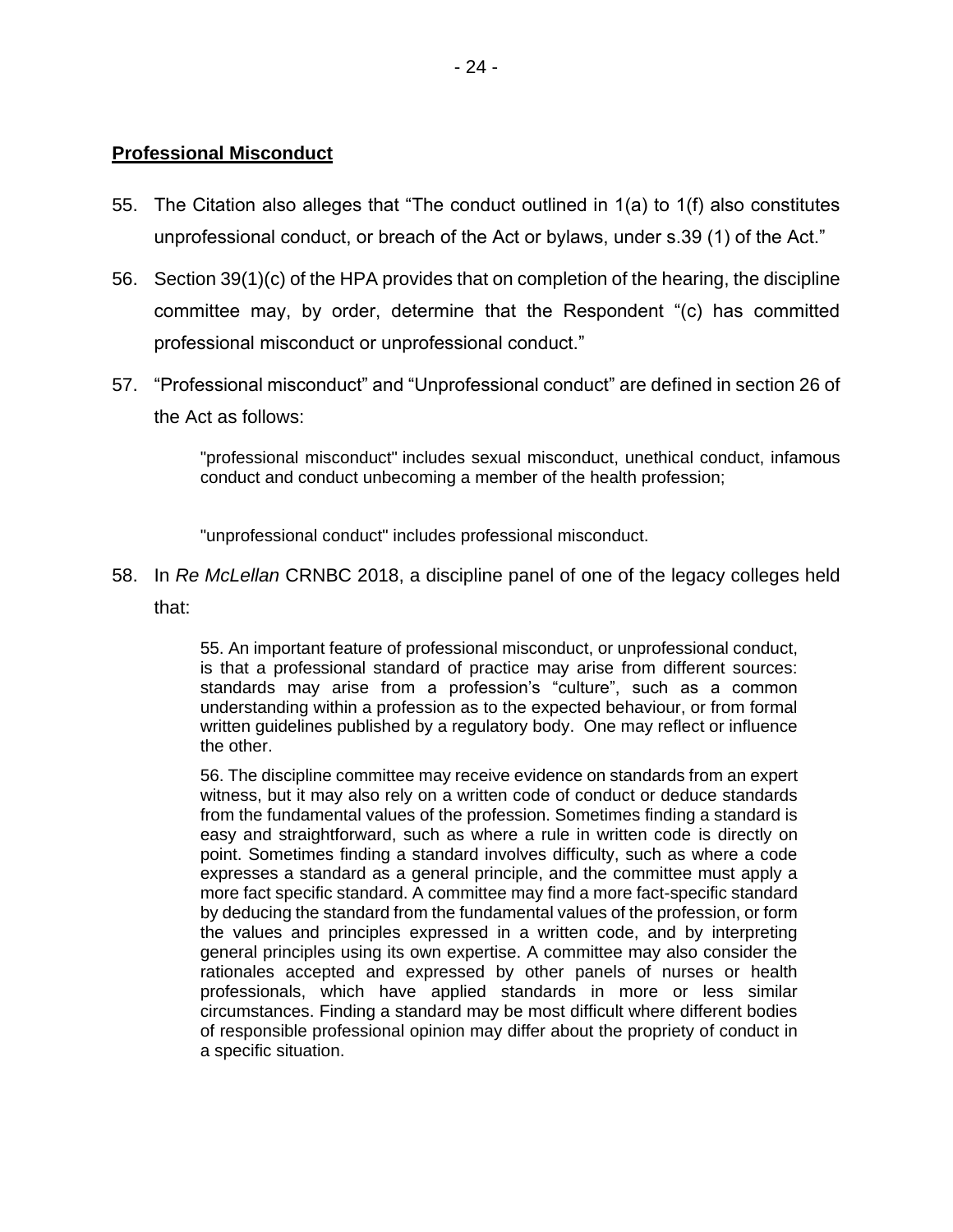**Professional Misconduct**

55. The Citation also alleges that "The conduct outlined in 1(a) to 1(f) also constitutes unprofessional conduct, or breach of the Act or bylaws, under s.39 (1) of the Act."

56. Section 39(1)(c) of the HPA provides that on completion of the hearing, the discipline committee may, by order, determine that the Respondent "(c) has committed professional misconduct or unprofessional conduct."

57. "Professional misconduct" and "Unprofessional conduct" are defined in section 26 of the Act as follows:

> "professional misconduct" includes sexual misconduct, unethical conduct, infamous conduct and conduct unbecoming a member of the health profession;
>
> "unprofessional conduct" includes professional misconduct.

58. In *Re McLellan* CRNBC 2018, a discipline panel of one of the legacy colleges held that:

> 55. An important feature of professional misconduct, or unprofessional conduct, is that a professional standard of practice may arise from different sources: standards may arise from a profession's "culture", such as a common understanding within a profession as to the expected behaviour, or from formal written guidelines published by a regulatory body. One may reflect or influence the other.
>
> 56. The discipline committee may receive evidence on standards from an expert witness, but it may also rely on a written code of conduct or deduce standards from the fundamental values of the profession. Sometimes finding a standard is easy and straightforward, such as where a rule in written code is directly on point. Sometimes finding a standard involves difficulty, such as where a code expresses a standard as a general principle, and the committee must apply a more fact specific standard. A committee may find a more fact-specific standard by deducing the standard from the fundamental values of the profession, or form the values and principles expressed in a written code, and by interpreting general principles using its own expertise. A committee may also consider the rationales accepted and expressed by other panels of nurses or health professionals, which have applied standards in more or less similar circumstances. Finding a standard may be most difficult where different bodies of responsible professional opinion may differ about the propriety of conduct in a specific situation.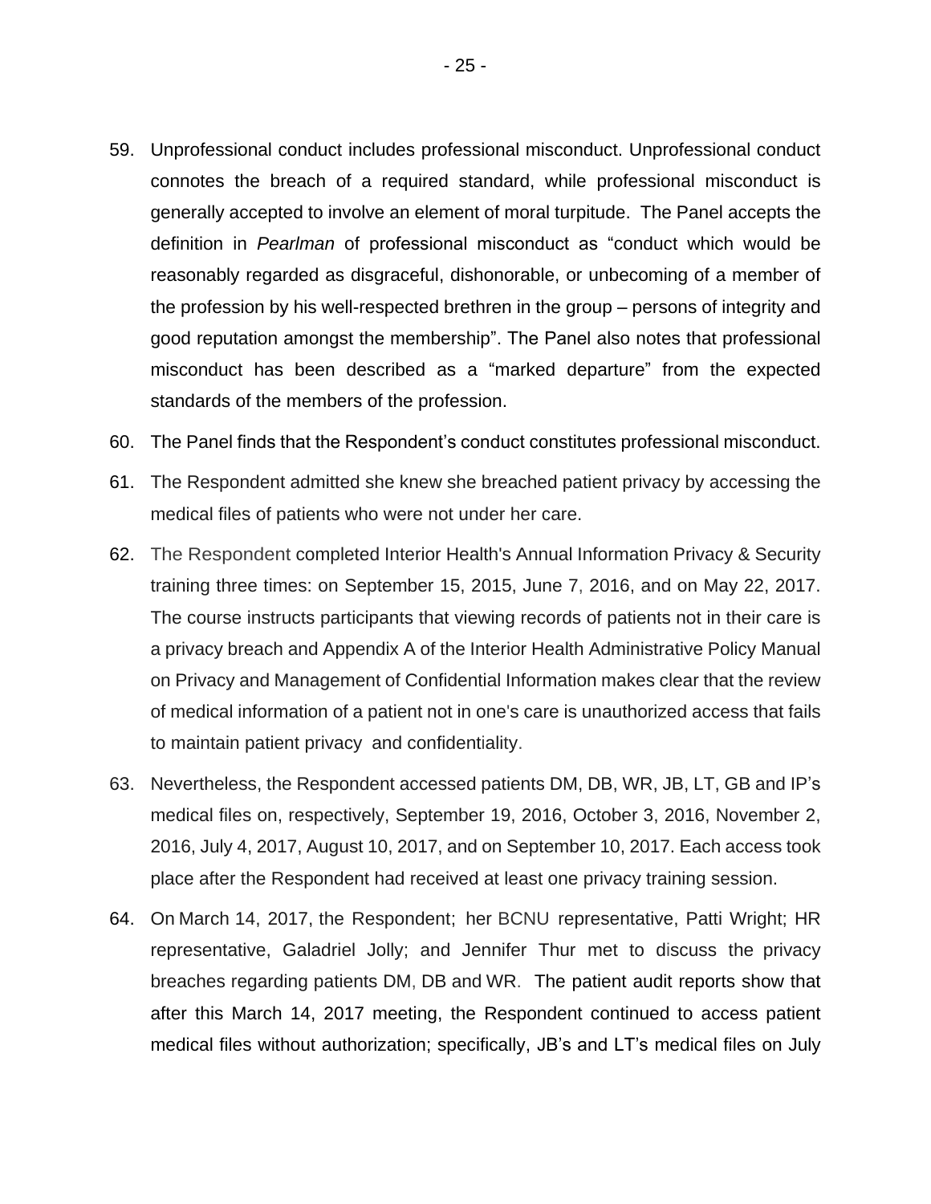59. Unprofessional conduct includes professional misconduct. Unprofessional conduct connotes the breach of a required standard, while professional misconduct is generally accepted to involve an element of moral turpitude. The Panel accepts the definition in *Pearlman* of professional misconduct as "conduct which would be reasonably regarded as disgraceful, dishonorable, or unbecoming of a member of the profession by his well-respected brethren in the group – persons of integrity and good reputation amongst the membership". The Panel also notes that professional misconduct has been described as a "marked departure" from the expected standards of the members of the profession.

60. The Panel finds that the Respondent's conduct constitutes professional misconduct.

61. The Respondent admitted she knew she breached patient privacy by accessing the medical files of patients who were not under her care.

62. The Respondent completed Interior Health's Annual Information Privacy & Security training three times: on September 15, 2015, June 7, 2016, and on May 22, 2017. The course instructs participants that viewing records of patients not in their care is a privacy breach and Appendix A of the Interior Health Administrative Policy Manual on Privacy and Management of Confidential Information makes clear that the review of medical information of a patient not in one's care is unauthorized access that fails to maintain patient privacy and confidentiality.

63. Nevertheless, the Respondent accessed patients DM, DB, WR, JB, LT, GB and IP's medical files on, respectively, September 19, 2016, October 3, 2016, November 2, 2016, July 4, 2017, August 10, 2017, and on September 10, 2017. Each access took place after the Respondent had received at least one privacy training session.

64. On March 14, 2017, the Respondent; her BCNU representative, Patti Wright; HR representative, Galadriel Jolly; and Jennifer Thur met to discuss the privacy breaches regarding patients DM, DB and WR. The patient audit reports show that after this March 14, 2017 meeting, the Respondent continued to access patient medical files without authorization; specifically, JB's and LT's medical files on July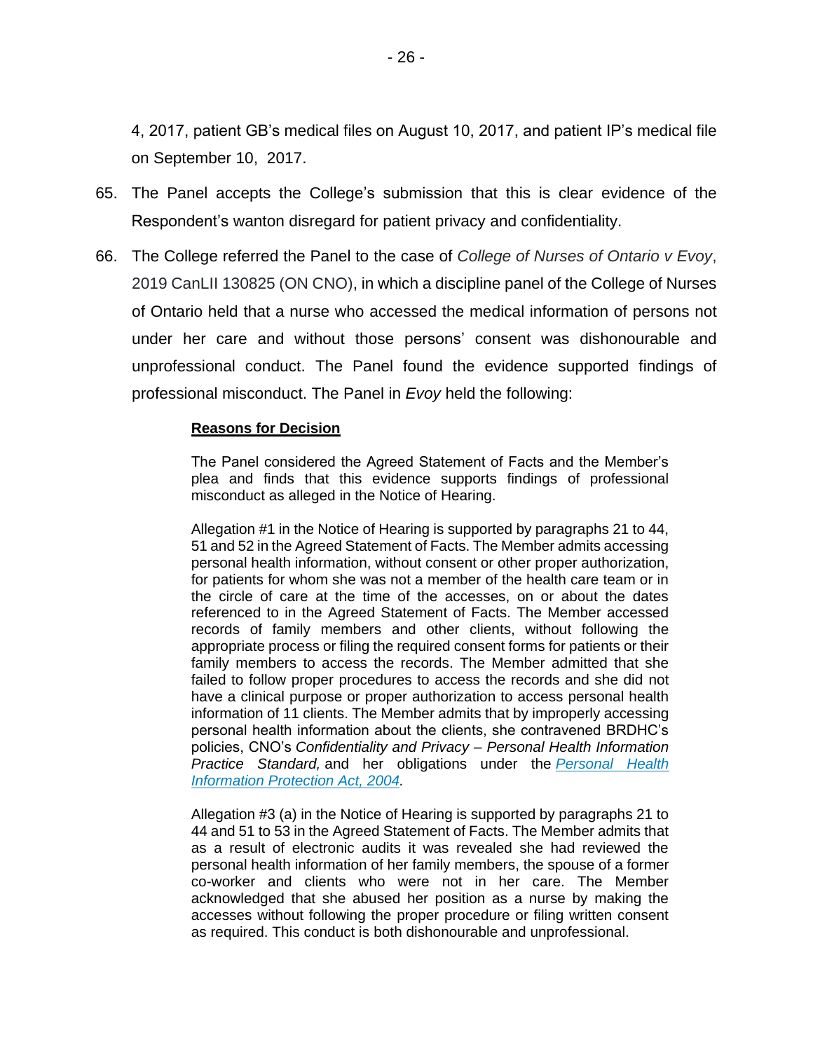4, 2017, patient GB's medical files on August 10, 2017, and patient IP's medical file on September 10, 2017.

65. The Panel accepts the College's submission that this is clear evidence of the Respondent's wanton disregard for patient privacy and confidentiality.

66. The College referred the Panel to the case of *College of Nurses of Ontario v Evoy*, 2019 CanLII 130825 (ON CNO), in which a discipline panel of the College of Nurses of Ontario held that a nurse who accessed the medical information of persons not under her care and without those persons' consent was dishonourable and unprofessional conduct. The Panel found the evidence supported findings of professional misconduct. The Panel in *Evoy* held the following:

> **Reasons for Decision**
>
> The Panel considered the Agreed Statement of Facts and the Member's plea and finds that this evidence supports findings of professional misconduct as alleged in the Notice of Hearing.
>
> Allegation #1 in the Notice of Hearing is supported by paragraphs 21 to 44, 51 and 52 in the Agreed Statement of Facts. The Member admits accessing personal health information, without consent or other proper authorization, for patients for whom she was not a member of the health care team or in the circle of care at the time of the accesses, on or about the dates referenced to in the Agreed Statement of Facts. The Member accessed records of family members and other clients, without following the appropriate process or filing the required consent forms for patients or their family members to access the records. The Member admitted that she failed to follow proper procedures to access the records and she did not have a clinical purpose or proper authorization to access personal health information of 11 clients. The Member admits that by improperly accessing personal health information about the clients, she contravened BRDHC's policies, CNO's *Confidentiality and Privacy – Personal Health Information Practice Standard,* and her obligations under the *Personal Health Information Protection Act, 2004.*
>
> Allegation #3 (a) in the Notice of Hearing is supported by paragraphs 21 to 44 and 51 to 53 in the Agreed Statement of Facts. The Member admits that as a result of electronic audits it was revealed she had reviewed the personal health information of her family members, the spouse of a former co-worker and clients who were not in her care. The Member acknowledged that she abused her position as a nurse by making the accesses without following the proper procedure or filing written consent as required. This conduct is both dishonourable and unprofessional.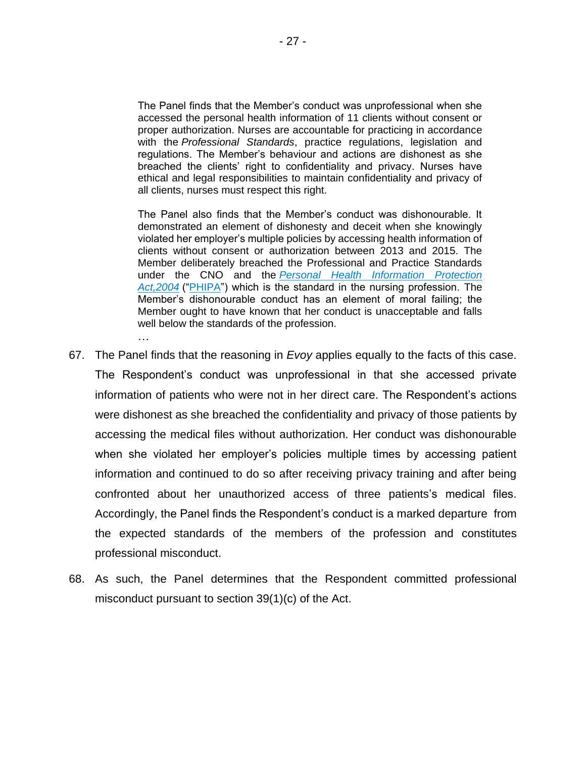> The Panel finds that the Member's conduct was unprofessional when she accessed the personal health information of 11 clients without consent or proper authorization. Nurses are accountable for practicing in accordance with the *Professional Standards*, practice regulations, legislation and regulations. The Member's behaviour and actions are dishonest as she breached the clients' right to confidentiality and privacy. Nurses have ethical and legal responsibilities to maintain confidentiality and privacy of all clients, nurses must respect this right.
>
> The Panel also finds that the Member's conduct was dishonourable. It demonstrated an element of dishonesty and deceit when she knowingly violated her employer's multiple policies by accessing health information of clients without consent or authorization between 2013 and 2015. The Member deliberately breached the Professional and Practice Standards under the CNO and the *Personal Health Information Protection Act,2004* ("PHIPA") which is the standard in the nursing profession. The Member's dishonourable conduct has an element of moral failing; the Member ought to have known that her conduct is unacceptable and falls well below the standards of the profession.
>
> …

67. The Panel finds that the reasoning in *Evoy* applies equally to the facts of this case. The Respondent's conduct was unprofessional in that she accessed private information of patients who were not in her direct care. The Respondent's actions were dishonest as she breached the confidentiality and privacy of those patients by accessing the medical files without authorization. Her conduct was dishonourable when she violated her employer's policies multiple times by accessing patient information and continued to do so after receiving privacy training and after being confronted about her unauthorized access of three patients's medical files. Accordingly, the Panel finds the Respondent's conduct is a marked departure from the expected standards of the members of the profession and constitutes professional misconduct.

68. As such, the Panel determines that the Respondent committed professional misconduct pursuant to section 39(1)(c) of the Act.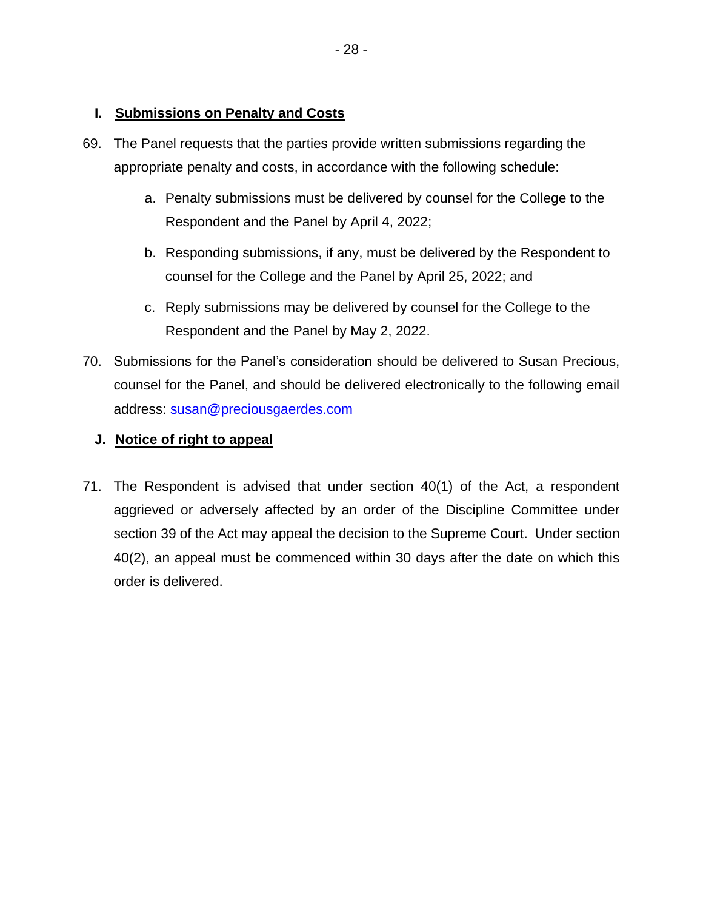## I. Submissions on Penalty and Costs

69. The Panel requests that the parties provide written submissions regarding the appropriate penalty and costs, in accordance with the following schedule:

    a. Penalty submissions must be delivered by counsel for the College to the Respondent and the Panel by April 4, 2022;

    b. Responding submissions, if any, must be delivered by the Respondent to counsel for the College and the Panel by April 25, 2022; and

    c. Reply submissions may be delivered by counsel for the College to the Respondent and the Panel by May 2, 2022.

70. Submissions for the Panel's consideration should be delivered to Susan Precious, counsel for the Panel, and should be delivered electronically to the following email address: susan@preciousgaerdes.com

## J. Notice of right to appeal

71. The Respondent is advised that under section 40(1) of the Act, a respondent aggrieved or adversely affected by an order of the Discipline Committee under section 39 of the Act may appeal the decision to the Supreme Court. Under section 40(2), an appeal must be commenced within 30 days after the date on which this order is delivered.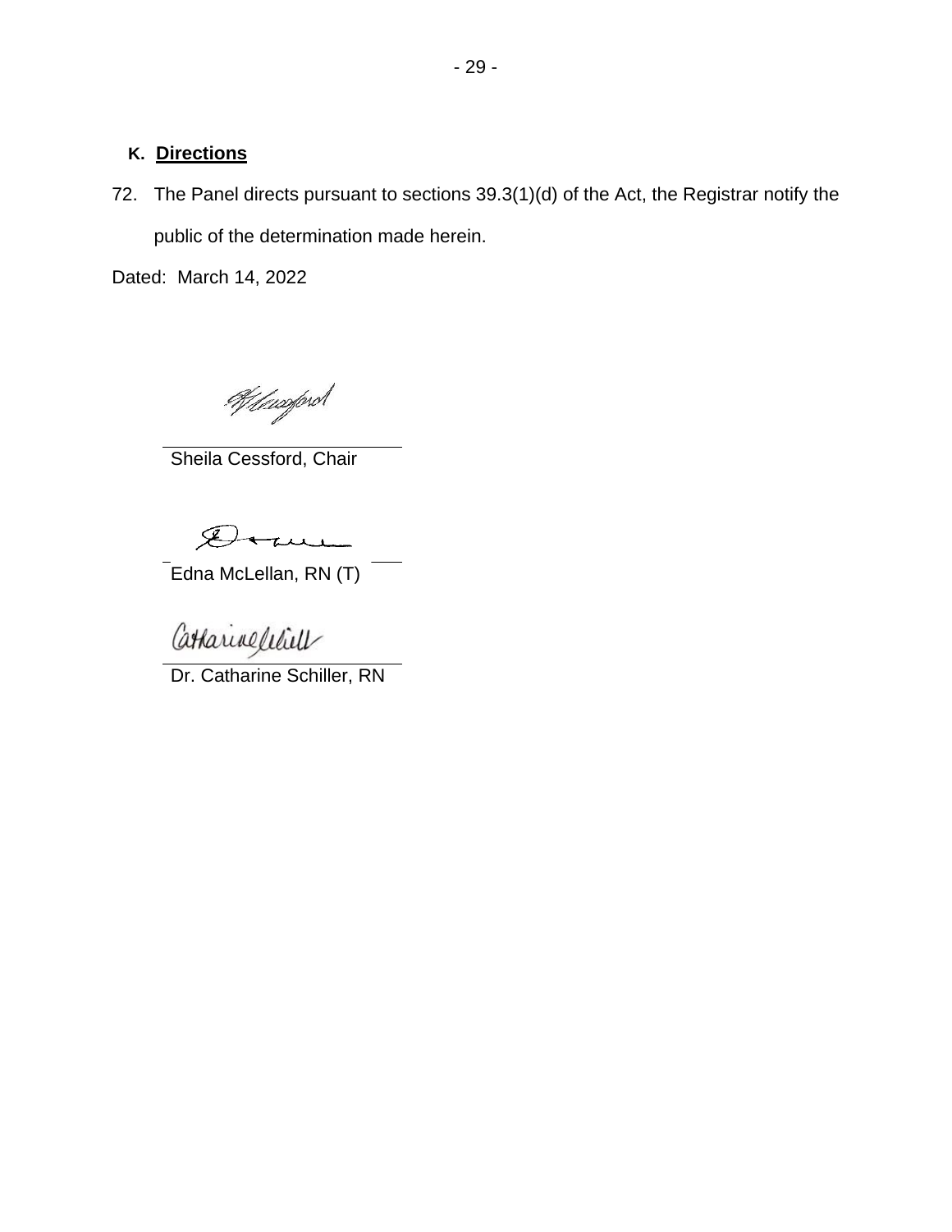## K. Directions

72. The Panel directs pursuant to sections 39.3(1)(d) of the Act, the Registrar notify the public of the determination made herein.

Dated: March 14, 2022

Sheila Cessford, Chair

Edna McLellan, RN (T)

Dr. Catharine Schiller, RN